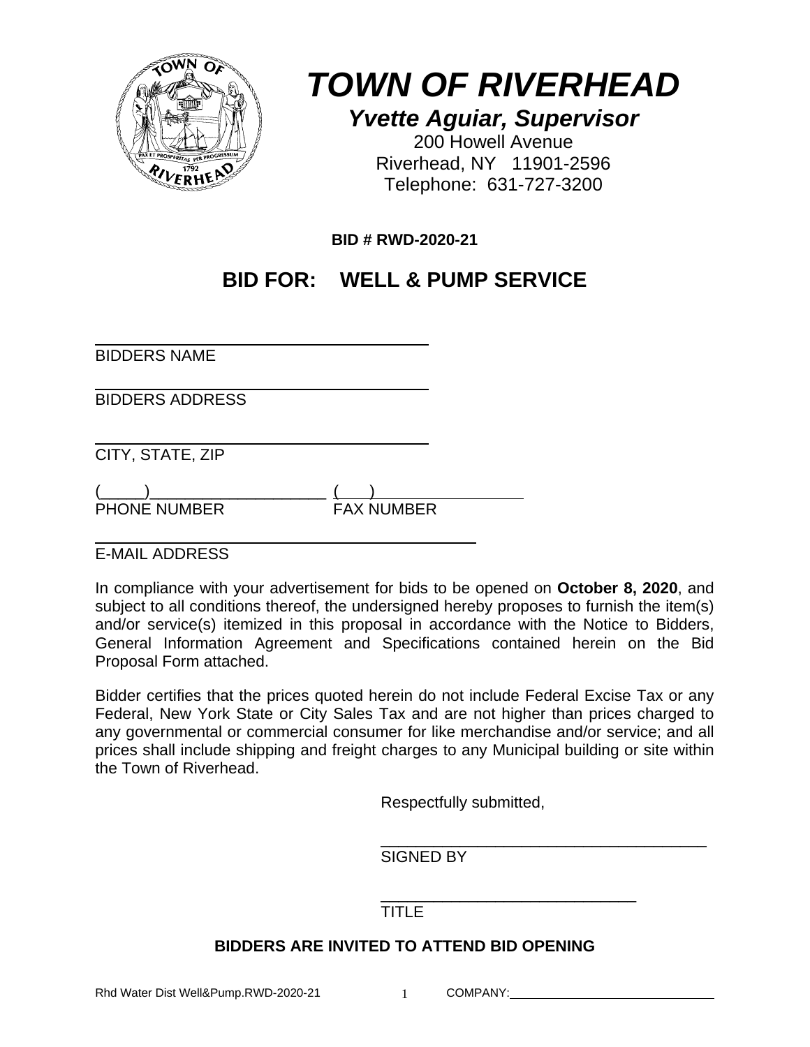# *TOWN OF RIVERHEAD*

## *Yvette Aguiar, Supervisor*

200 Howell Avenue
Riverhead, NY 11901-2596
Telephone: 631-727-3200

**BID # RWD-2020-21**

## BID FOR: WELL & PUMP SERVICE

______________________________________
BIDDERS NAME

______________________________________
BIDDERS ADDRESS

______________________________________
CITY, STATE, ZIP

(_____)____________________ (___)_________________
PHONE NUMBER FAX NUMBER

____________________________________________
E-MAIL ADDRESS

In compliance with your advertisement for bids to be opened on **October 8, 2020**, and subject to all conditions thereof, the undersigned hereby proposes to furnish the item(s) and/or service(s) itemized in this proposal in accordance with the Notice to Bidders, General Information Agreement and Specifications contained herein on the Bid Proposal Form attached.

Bidder certifies that the prices quoted herein do not include Federal Excise Tax or any Federal, New York State or City Sales Tax and are not higher than prices charged to any governmental or commercial consumer for like merchandise and/or service; and all prices shall include shipping and freight charges to any Municipal building or site within the Town of Riverhead.

Respectfully submitted,

______________________________________
SIGNED BY

______________________________
TITLE

**BIDDERS ARE INVITED TO ATTEND BID OPENING**

COMPANY:______________________________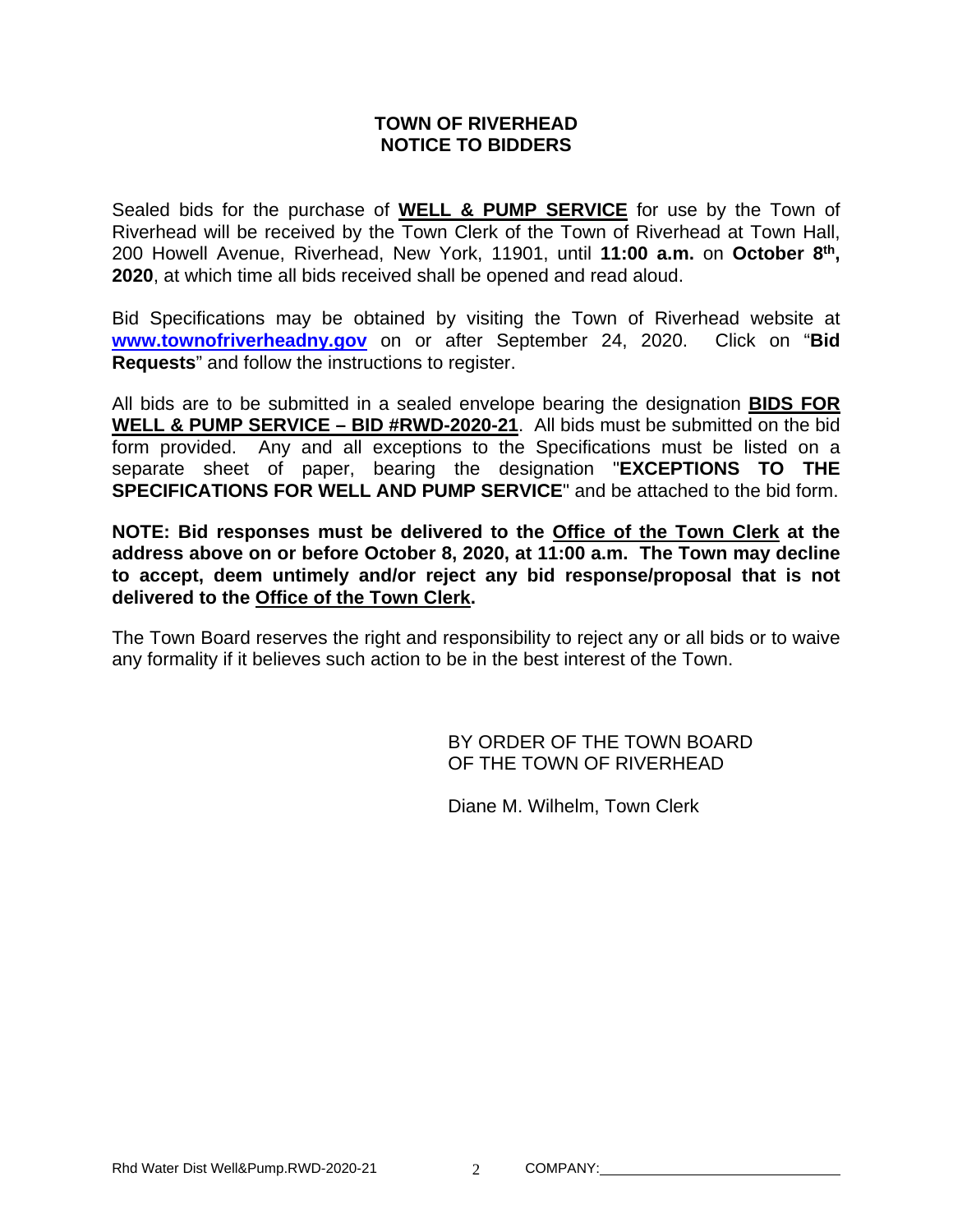# TOWN OF RIVERHEAD
# NOTICE TO BIDDERS

Sealed bids for the purchase of **WELL & PUMP SERVICE** for use by the Town of Riverhead will be received by the Town Clerk of the Town of Riverhead at Town Hall, 200 Howell Avenue, Riverhead, New York, 11901, until **11:00 a.m.** on **October 8th, 2020**, at which time all bids received shall be opened and read aloud.

Bid Specifications may be obtained by visiting the Town of Riverhead website at **www.townofriverheadny.gov** on or after September 24, 2020. Click on "**Bid Requests**" and follow the instructions to register.

All bids are to be submitted in a sealed envelope bearing the designation **BIDS FOR WELL & PUMP SERVICE – BID #RWD-2020-21**. All bids must be submitted on the bid form provided. Any and all exceptions to the Specifications must be listed on a separate sheet of paper, bearing the designation "**EXCEPTIONS TO THE SPECIFICATIONS FOR WELL AND PUMP SERVICE**" and be attached to the bid form.

**NOTE: Bid responses must be delivered to the Office of the Town Clerk at the address above on or before October 8, 2020, at 11:00 a.m. The Town may decline to accept, deem untimely and/or reject any bid response/proposal that is not delivered to the Office of the Town Clerk.**

The Town Board reserves the right and responsibility to reject any or all bids or to waive any formality if it believes such action to be in the best interest of the Town.

BY ORDER OF THE TOWN BOARD
OF THE TOWN OF RIVERHEAD

Diane M. Wilhelm, Town Clerk

Rhd Water Dist Well&Pump.RWD-2020-21 COMPANY:\_\_\_\_\_\_\_\_\_\_\_\_\_\_\_\_\_\_\_\_\_\_\_\_\_\_\_\_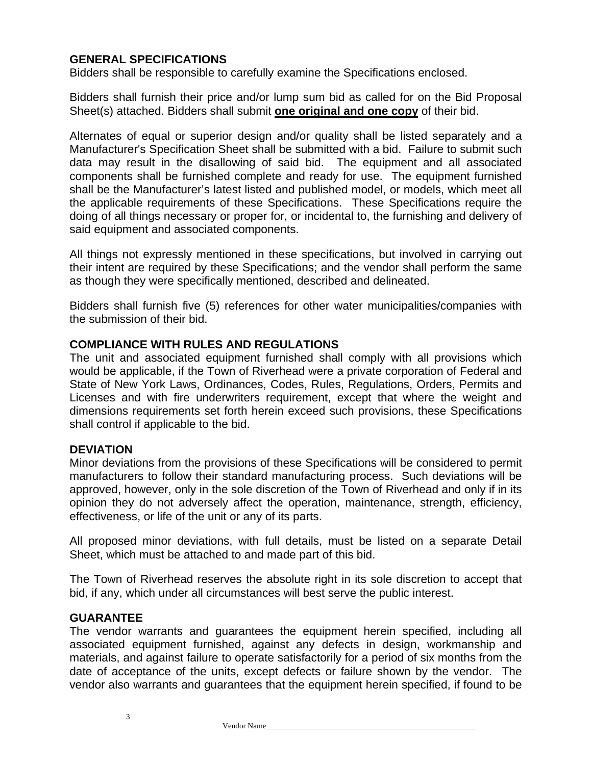## GENERAL SPECIFICATIONS

Bidders shall be responsible to carefully examine the Specifications enclosed.

Bidders shall furnish their price and/or lump sum bid as called for on the Bid Proposal Sheet(s) attached. Bidders shall submit **one original and one copy** of their bid.

Alternates of equal or superior design and/or quality shall be listed separately and a Manufacturer's Specification Sheet shall be submitted with a bid. Failure to submit such data may result in the disallowing of said bid. The equipment and all associated components shall be furnished complete and ready for use. The equipment furnished shall be the Manufacturer's latest listed and published model, or models, which meet all the applicable requirements of these Specifications. These Specifications require the doing of all things necessary or proper for, or incidental to, the furnishing and delivery of said equipment and associated components.

All things not expressly mentioned in these specifications, but involved in carrying out their intent are required by these Specifications; and the vendor shall perform the same as though they were specifically mentioned, described and delineated.

Bidders shall furnish five (5) references for other water municipalities/companies with the submission of their bid.

## COMPLIANCE WITH RULES AND REGULATIONS

The unit and associated equipment furnished shall comply with all provisions which would be applicable, if the Town of Riverhead were a private corporation of Federal and State of New York Laws, Ordinances, Codes, Rules, Regulations, Orders, Permits and Licenses and with fire underwriters requirement, except that where the weight and dimensions requirements set forth herein exceed such provisions, these Specifications shall control if applicable to the bid.

## DEVIATION

Minor deviations from the provisions of these Specifications will be considered to permit manufacturers to follow their standard manufacturing process. Such deviations will be approved, however, only in the sole discretion of the Town of Riverhead and only if in its opinion they do not adversely affect the operation, maintenance, strength, efficiency, effectiveness, or life of the unit or any of its parts.

All proposed minor deviations, with full details, must be listed on a separate Detail Sheet, which must be attached to and made part of this bid.

The Town of Riverhead reserves the absolute right in its sole discretion to accept that bid, if any, which under all circumstances will best serve the public interest.

## GUARANTEE

The vendor warrants and guarantees the equipment herein specified, including all associated equipment furnished, against any defects in design, workmanship and materials, and against failure to operate satisfactorily for a period of six months from the date of acceptance of the units, except defects or failure shown by the vendor. The vendor also warrants and guarantees that the equipment herein specified, if found to be

Vendor Name\_\_\_\_\_\_\_\_\_\_\_\_\_\_\_\_\_\_\_\_\_\_\_\_\_\_\_\_\_\_\_\_\_\_\_\_\_\_\_\_\_\_\_\_\_\_\_\_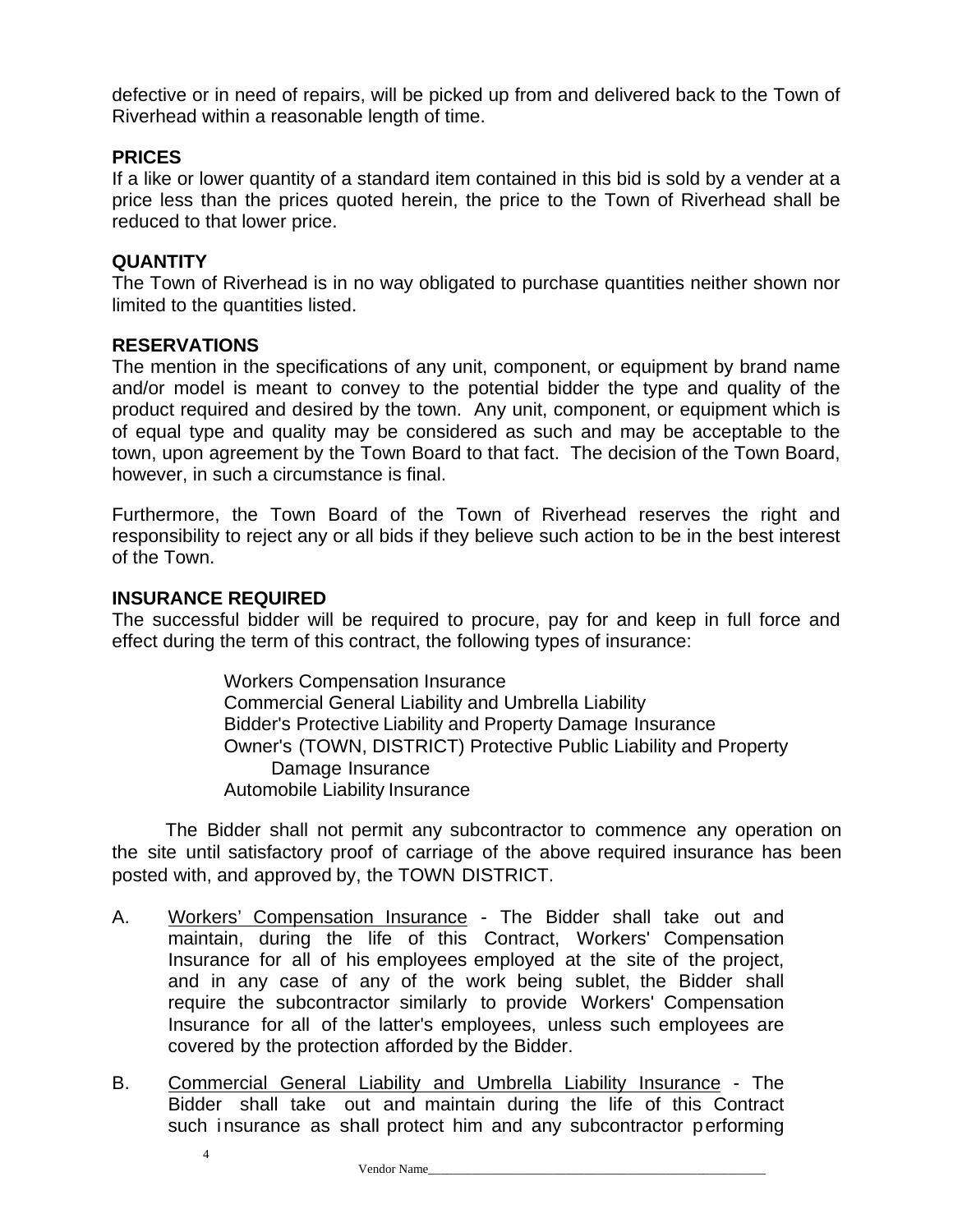defective or in need of repairs, will be picked up from and delivered back to the Town of Riverhead within a reasonable length of time.

**PRICES**

If a like or lower quantity of a standard item contained in this bid is sold by a vender at a price less than the prices quoted herein, the price to the Town of Riverhead shall be reduced to that lower price.

**QUANTITY**

The Town of Riverhead is in no way obligated to purchase quantities neither shown nor limited to the quantities listed.

**RESERVATIONS**

The mention in the specifications of any unit, component, or equipment by brand name and/or model is meant to convey to the potential bidder the type and quality of the product required and desired by the town. Any unit, component, or equipment which is of equal type and quality may be considered as such and may be acceptable to the town, upon agreement by the Town Board to that fact. The decision of the Town Board, however, in such a circumstance is final.

Furthermore, the Town Board of the Town of Riverhead reserves the right and responsibility to reject any or all bids if they believe such action to be in the best interest of the Town.

**INSURANCE REQUIRED**

The successful bidder will be required to procure, pay for and keep in full force and effect during the term of this contract, the following types of insurance:

Workers Compensation Insurance
Commercial General Liability and Umbrella Liability
Bidder's Protective Liability and Property Damage Insurance
Owner's (TOWN, DISTRICT) Protective Public Liability and Property Damage Insurance
Automobile Liability Insurance

The Bidder shall not permit any subcontractor to commence any operation on the site until satisfactory proof of carriage of the above required insurance has been posted with, and approved by, the TOWN DISTRICT.

A. Workers' Compensation Insurance - The Bidder shall take out and maintain, during the life of this Contract, Workers' Compensation Insurance for all of his employees employed at the site of the project, and in any case of any of the work being sublet, the Bidder shall require the subcontractor similarly to provide Workers' Compensation Insurance for all of the latter's employees, unless such employees are covered by the protection afforded by the Bidder.

B. Commercial General Liability and Umbrella Liability Insurance - The Bidder shall take out and maintain during the life of this Contract such insurance as shall protect him and any subcontractor performing

Vendor Name\_\_\_\_\_\_\_\_\_\_\_\_\_\_\_\_\_\_\_\_\_\_\_\_\_\_\_\_\_\_\_\_\_\_\_\_\_\_\_\_\_\_\_\_\_\_\_\_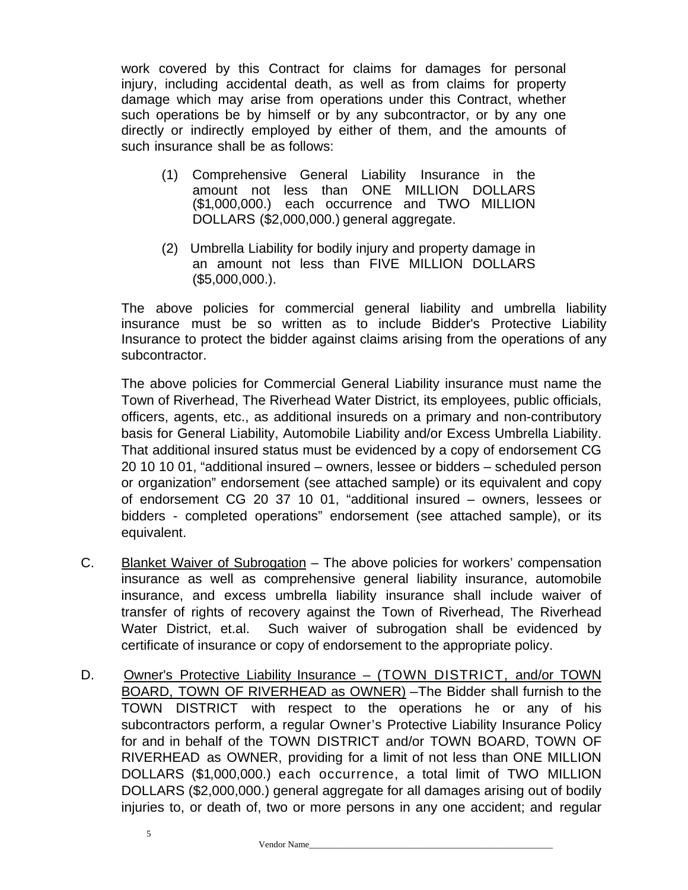work covered by this Contract for claims for damages for personal injury, including accidental death, as well as from claims for property damage which may arise from operations under this Contract, whether such operations be by himself or by any subcontractor, or by any one directly or indirectly employed by either of them, and the amounts of such insurance shall be as follows:

(1) Comprehensive General Liability Insurance in the amount not less than ONE MILLION DOLLARS ($1,000,000.) each occurrence and TWO MILLION DOLLARS ($2,000,000.) general aggregate.

(2) Umbrella Liability for bodily injury and property damage in an amount not less than FIVE MILLION DOLLARS ($5,000,000.).

The above policies for commercial general liability and umbrella liability insurance must be so written as to include Bidder's Protective Liability Insurance to protect the bidder against claims arising from the operations of any subcontractor.

The above policies for Commercial General Liability insurance must name the Town of Riverhead, The Riverhead Water District, its employees, public officials, officers, agents, etc., as additional insureds on a primary and non-contributory basis for General Liability, Automobile Liability and/or Excess Umbrella Liability. That additional insured status must be evidenced by a copy of endorsement CG 20 10 10 01, “additional insured – owners, lessee or bidders – scheduled person or organization” endorsement (see attached sample) or its equivalent and copy of endorsement CG 20 37 10 01, “additional insured – owners, lessees or bidders - completed operations” endorsement (see attached sample), or its equivalent.

C. Blanket Waiver of Subrogation – The above policies for workers’ compensation insurance as well as comprehensive general liability insurance, automobile insurance, and excess umbrella liability insurance shall include waiver of transfer of rights of recovery against the Town of Riverhead, The Riverhead Water District, et.al. Such waiver of subrogation shall be evidenced by certificate of insurance or copy of endorsement to the appropriate policy.

D. Owner's Protective Liability Insurance – (TOWN DISTRICT, and/or TOWN BOARD, TOWN OF RIVERHEAD as OWNER) –The Bidder shall furnish to the TOWN DISTRICT with respect to the operations he or any of his subcontractors perform, a regular Owner’s Protective Liability Insurance Policy for and in behalf of the TOWN DISTRICT and/or TOWN BOARD, TOWN OF RIVERHEAD as OWNER, providing for a limit of not less than ONE MILLION DOLLARS ($1,000,000.) each occurrence, a total limit of TWO MILLION DOLLARS ($2,000,000.) general aggregate for all damages arising out of bodily injuries to, or death of, two or more persons in any one accident; and regular

Vendor Name\_\_\_\_\_\_\_\_\_\_\_\_\_\_\_\_\_\_\_\_\_\_\_\_\_\_\_\_\_\_\_\_\_\_\_\_\_\_\_\_\_\_\_\_\_\_\_\_\_\_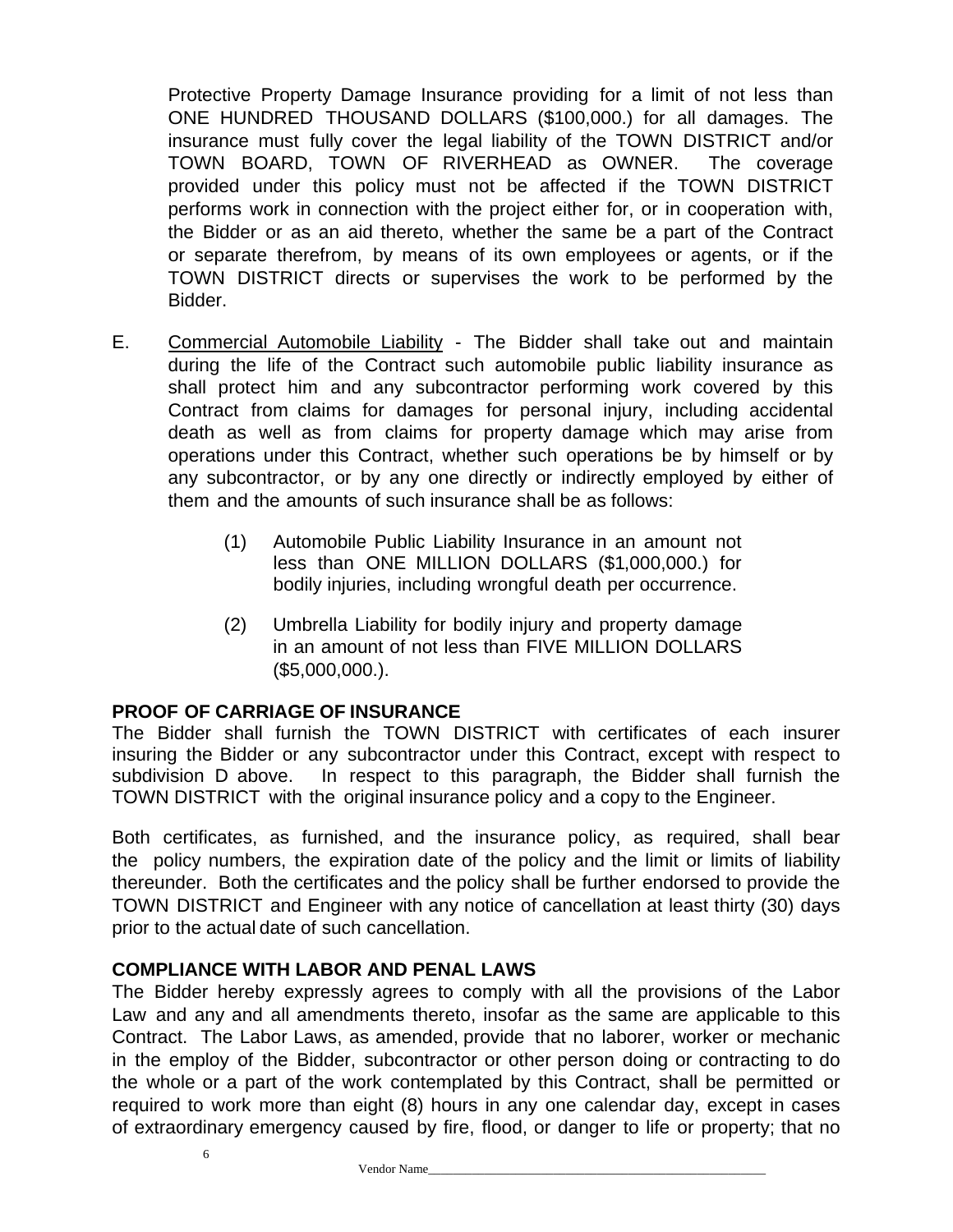Protective Property Damage Insurance providing for a limit of not less than ONE HUNDRED THOUSAND DOLLARS ($100,000.) for all damages. The insurance must fully cover the legal liability of the TOWN DISTRICT and/or TOWN BOARD, TOWN OF RIVERHEAD as OWNER. The coverage provided under this policy must not be affected if the TOWN DISTRICT performs work in connection with the project either for, or in cooperation with, the Bidder or as an aid thereto, whether the same be a part of the Contract or separate therefrom, by means of its own employees or agents, or if the TOWN DISTRICT directs or supervises the work to be performed by the Bidder.

E. Commercial Automobile Liability - The Bidder shall take out and maintain during the life of the Contract such automobile public liability insurance as shall protect him and any subcontractor performing work covered by this Contract from claims for damages for personal injury, including accidental death as well as from claims for property damage which may arise from operations under this Contract, whether such operations be by himself or by any subcontractor, or by any one directly or indirectly employed by either of them and the amounts of such insurance shall be as follows:

   (1) Automobile Public Liability Insurance in an amount not less than ONE MILLION DOLLARS ($1,000,000.) for bodily injuries, including wrongful death per occurrence.

   (2) Umbrella Liability for bodily injury and property damage in an amount of not less than FIVE MILLION DOLLARS ($5,000,000.).

**PROOF OF CARRIAGE OF INSURANCE**

The Bidder shall furnish the TOWN DISTRICT with certificates of each insurer insuring the Bidder or any subcontractor under this Contract, except with respect to subdivision D above. In respect to this paragraph, the Bidder shall furnish the TOWN DISTRICT with the original insurance policy and a copy to the Engineer.

Both certificates, as furnished, and the insurance policy, as required, shall bear the policy numbers, the expiration date of the policy and the limit or limits of liability thereunder. Both the certificates and the policy shall be further endorsed to provide the TOWN DISTRICT and Engineer with any notice of cancellation at least thirty (30) days prior to the actual date of such cancellation.

**COMPLIANCE WITH LABOR AND PENAL LAWS**

The Bidder hereby expressly agrees to comply with all the provisions of the Labor Law and any and all amendments thereto, insofar as the same are applicable to this Contract. The Labor Laws, as amended, provide that no laborer, worker or mechanic in the employ of the Bidder, subcontractor or other person doing or contracting to do the whole or a part of the work contemplated by this Contract, shall be permitted or required to work more than eight (8) hours in any one calendar day, except in cases of extraordinary emergency caused by fire, flood, or danger to life or property; that no

Vendor Name\_\_\_\_\_\_\_\_\_\_\_\_\_\_\_\_\_\_\_\_\_\_\_\_\_\_\_\_\_\_\_\_\_\_\_\_\_\_\_\_\_\_\_\_\_\_\_\_\_\_\_\_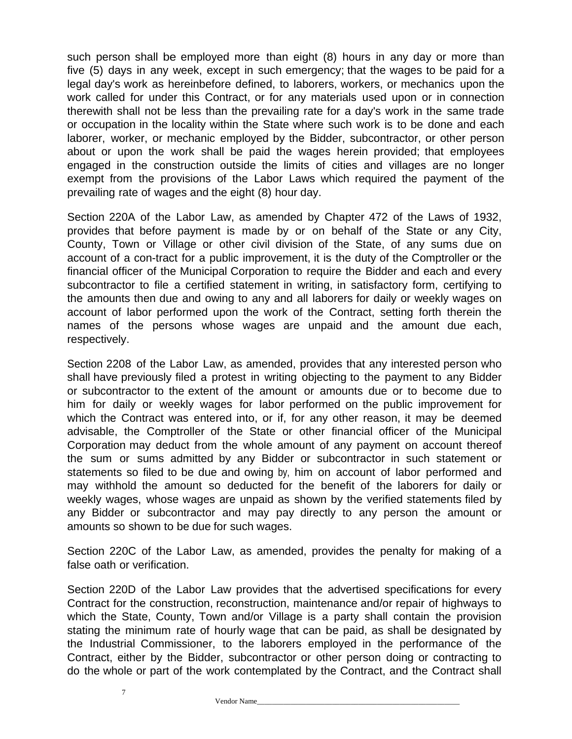such person shall be employed more than eight (8) hours in any day or more than five (5) days in any week, except in such emergency; that the wages to be paid for a legal day's work as hereinbefore defined, to laborers, workers, or mechanics upon the work called for under this Contract, or for any materials used upon or in connection therewith shall not be less than the prevailing rate for a day's work in the same trade or occupation in the locality within the State where such work is to be done and each laborer, worker, or mechanic employed by the Bidder, subcontractor, or other person about or upon the work shall be paid the wages herein provided; that employees engaged in the construction outside the limits of cities and villages are no longer exempt from the provisions of the Labor Laws which required the payment of the prevailing rate of wages and the eight (8) hour day.

Section 220A of the Labor Law, as amended by Chapter 472 of the Laws of 1932, provides that before payment is made by or on behalf of the State or any City, County, Town or Village or other civil division of the State, of any sums due on account of a con-tract for a public improvement, it is the duty of the Comptroller or the financial officer of the Municipal Corporation to require the Bidder and each and every subcontractor to file a certified statement in writing, in satisfactory form, certifying to the amounts then due and owing to any and all laborers for daily or weekly wages on account of labor performed upon the work of the Contract, setting forth therein the names of the persons whose wages are unpaid and the amount due each, respectively.

Section 2208 of the Labor Law, as amended, provides that any interested person who shall have previously filed a protest in writing objecting to the payment to any Bidder or subcontractor to the extent of the amount or amounts due or to become due to him for daily or weekly wages for labor performed on the public improvement for which the Contract was entered into, or if, for any other reason, it may be deemed advisable, the Comptroller of the State or other financial officer of the Municipal Corporation may deduct from the whole amount of any payment on account thereof the sum or sums admitted by any Bidder or subcontractor in such statement or statements so filed to be due and owing by, him on account of labor performed and may withhold the amount so deducted for the benefit of the laborers for daily or weekly wages, whose wages are unpaid as shown by the verified statements filed by any Bidder or subcontractor and may pay directly to any person the amount or amounts so shown to be due for such wages.

Section 220C of the Labor Law, as amended, provides the penalty for making of a false oath or verification.

Section 220D of the Labor Law provides that the advertised specifications for every Contract for the construction, reconstruction, maintenance and/or repair of highways to which the State, County, Town and/or Village is a party shall contain the provision stating the minimum rate of hourly wage that can be paid, as shall be designated by the Industrial Commissioner, to the laborers employed in the performance of the Contract, either by the Bidder, subcontractor or other person doing or contracting to do the whole or part of the work contemplated by the Contract, and the Contract shall

Vendor Name_______________________________________________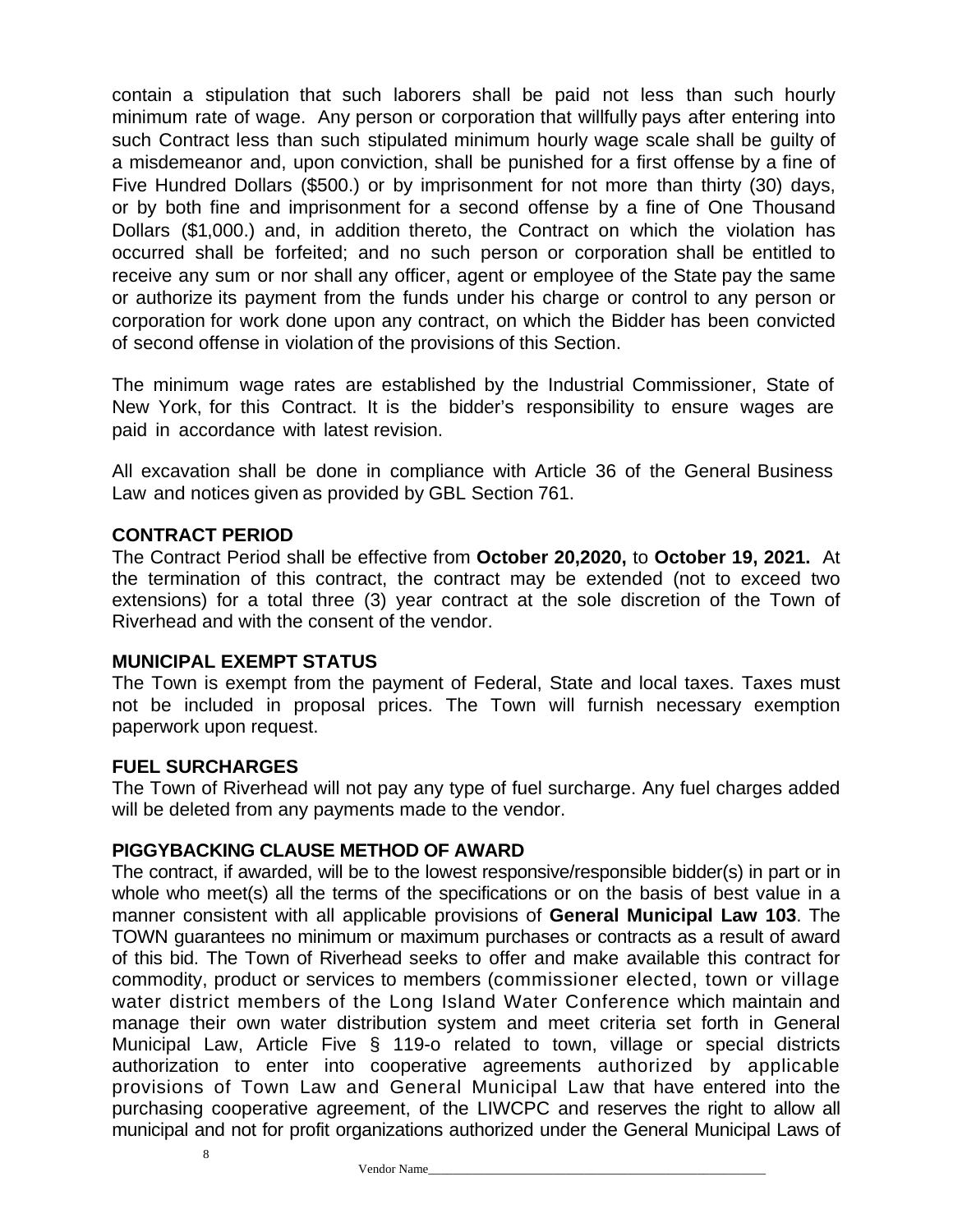contain a stipulation that such laborers shall be paid not less than such hourly minimum rate of wage. Any person or corporation that willfully pays after entering into such Contract less than such stipulated minimum hourly wage scale shall be guilty of a misdemeanor and, upon conviction, shall be punished for a first offense by a fine of Five Hundred Dollars ($500.) or by imprisonment for not more than thirty (30) days, or by both fine and imprisonment for a second offense by a fine of One Thousand Dollars ($1,000.) and, in addition thereto, the Contract on which the violation has occurred shall be forfeited; and no such person or corporation shall be entitled to receive any sum or nor shall any officer, agent or employee of the State pay the same or authorize its payment from the funds under his charge or control to any person or corporation for work done upon any contract, on which the Bidder has been convicted of second offense in violation of the provisions of this Section.

The minimum wage rates are established by the Industrial Commissioner, State of New York, for this Contract. It is the bidder's responsibility to ensure wages are paid in accordance with latest revision.

All excavation shall be done in compliance with Article 36 of the General Business Law and notices given as provided by GBL Section 761.

## CONTRACT PERIOD

The Contract Period shall be effective from **October 20,2020,** to **October 19, 2021.** At the termination of this contract, the contract may be extended (not to exceed two extensions) for a total three (3) year contract at the sole discretion of the Town of Riverhead and with the consent of the vendor.

## MUNICIPAL EXEMPT STATUS

The Town is exempt from the payment of Federal, State and local taxes. Taxes must not be included in proposal prices. The Town will furnish necessary exemption paperwork upon request.

## FUEL SURCHARGES

The Town of Riverhead will not pay any type of fuel surcharge. Any fuel charges added will be deleted from any payments made to the vendor.

## PIGGYBACKING CLAUSE METHOD OF AWARD

The contract, if awarded, will be to the lowest responsive/responsible bidder(s) in part or in whole who meet(s) all the terms of the specifications or on the basis of best value in a manner consistent with all applicable provisions of **General Municipal Law 103**. The TOWN guarantees no minimum or maximum purchases or contracts as a result of award of this bid. The Town of Riverhead seeks to offer and make available this contract for commodity, product or services to members (commissioner elected, town or village water district members of the Long Island Water Conference which maintain and manage their own water distribution system and meet criteria set forth in General Municipal Law, Article Five § 119-o related to town, village or special districts authorization to enter into cooperative agreements authorized by applicable provisions of Town Law and General Municipal Law that have entered into the purchasing cooperative agreement, of the LIWCPC and reserves the right to allow all municipal and not for profit organizations authorized under the General Municipal Laws of

Vendor Name\_\_\_\_\_\_\_\_\_\_\_\_\_\_\_\_\_\_\_\_\_\_\_\_\_\_\_\_\_\_\_\_\_\_\_\_\_\_\_\_\_\_\_\_\_\_\_\_\_\_\_\_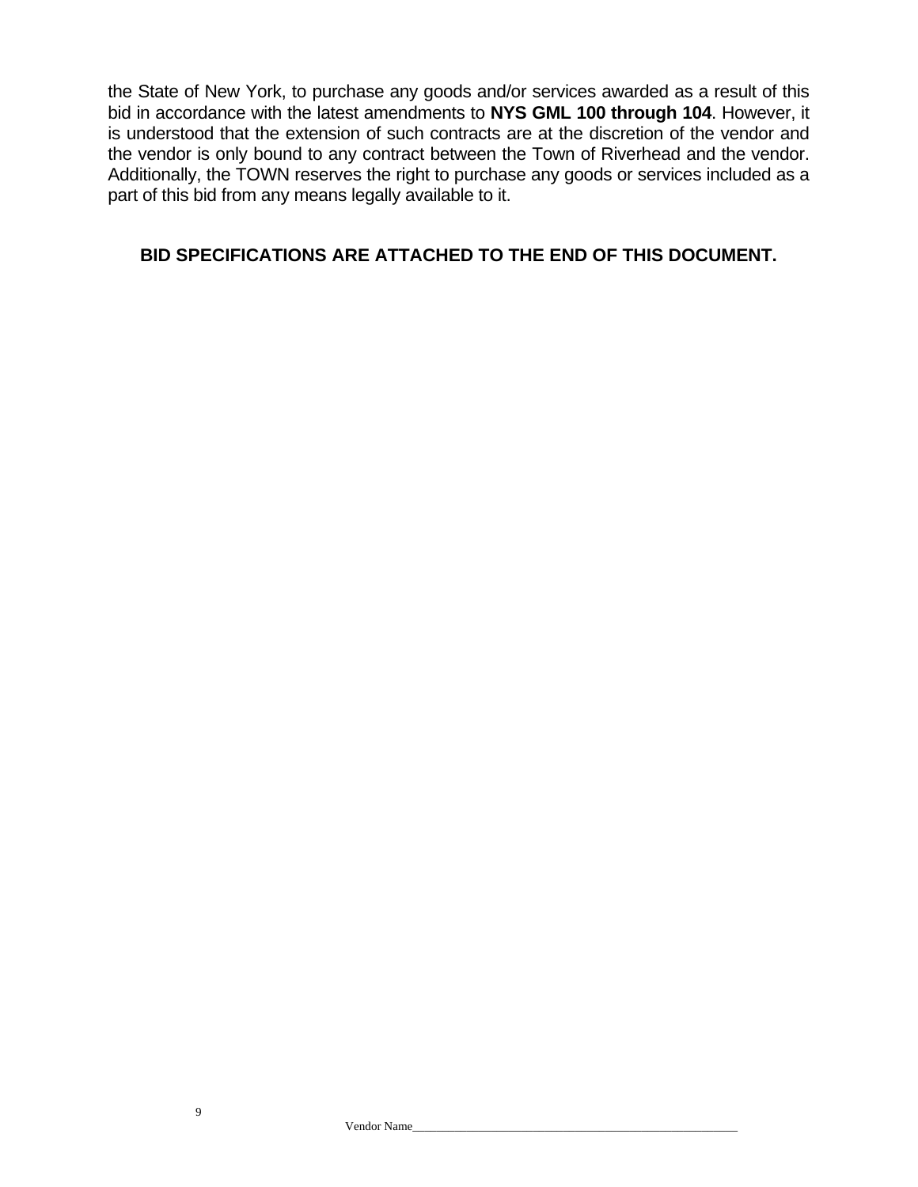the State of New York, to purchase any goods and/or services awarded as a result of this bid in accordance with the latest amendments to **NYS GML 100 through 104**. However, it is understood that the extension of such contracts are at the discretion of the vendor and the vendor is only bound to any contract between the Town of Riverhead and the vendor. Additionally, the TOWN reserves the right to purchase any goods or services included as a part of this bid from any means legally available to it.

**BID SPECIFICATIONS ARE ATTACHED TO THE END OF THIS DOCUMENT.**

Vendor Name________________________________________________________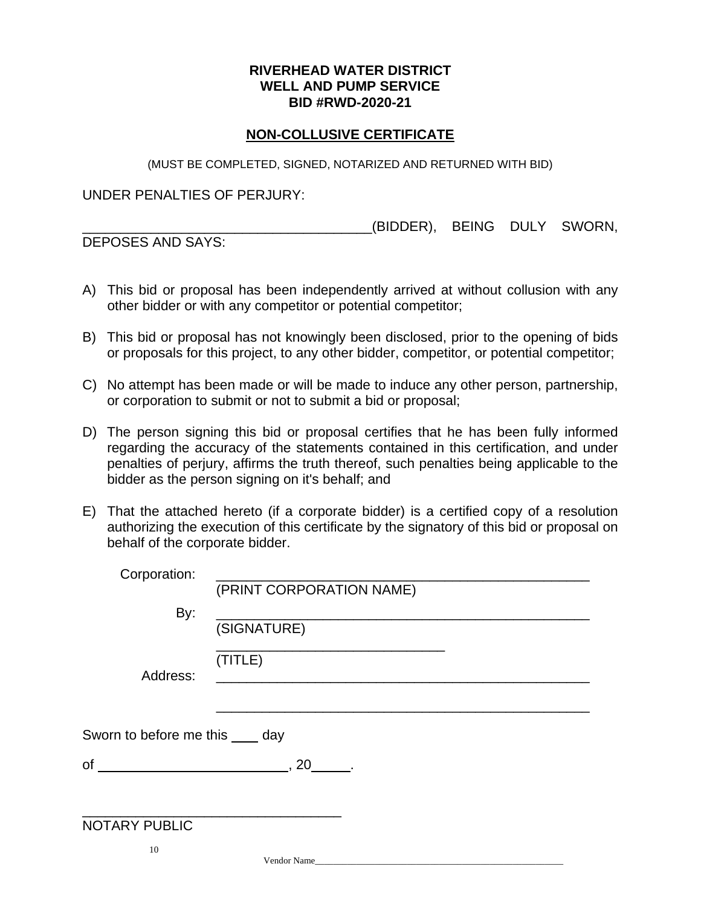**RIVERHEAD WATER DISTRICT**
**WELL AND PUMP SERVICE**
**BID #RWD-2020-21**

## NON-COLLUSIVE CERTIFICATE

(MUST BE COMPLETED, SIGNED, NOTARIZED AND RETURNED WITH BID)

UNDER PENALTIES OF PERJURY:

________________________________________(BIDDER), BEING DULY SWORN, DEPOSES AND SAYS:

A) This bid or proposal has been independently arrived at without collusion with any other bidder or with any competitor or potential competitor;

B) This bid or proposal has not knowingly been disclosed, prior to the opening of bids or proposals for this project, to any other bidder, competitor, or potential competitor;

C) No attempt has been made or will be made to induce any other person, partnership, or corporation to submit or not to submit a bid or proposal;

D) The person signing this bid or proposal certifies that he has been fully informed regarding the accuracy of the statements contained in this certification, and under penalties of perjury, affirms the truth thereof, such penalties being applicable to the bidder as the person signing on it's behalf; and

E) That the attached hereto (if a corporate bidder) is a certified copy of a resolution authorizing the execution of this certificate by the signatory of this bid or proposal on behalf of the corporate bidder.

Corporation: ____________________________________________________
(PRINT CORPORATION NAME)

By: ____________________________________________________
(SIGNATURE)

________________________________
(TITLE)

Address: ____________________________________________________

____________________________________________________

Sworn to before me this ____ day

of __________________________, 20_____.

____________________________________
NOTARY PUBLIC

Vendor Name________________________________________________________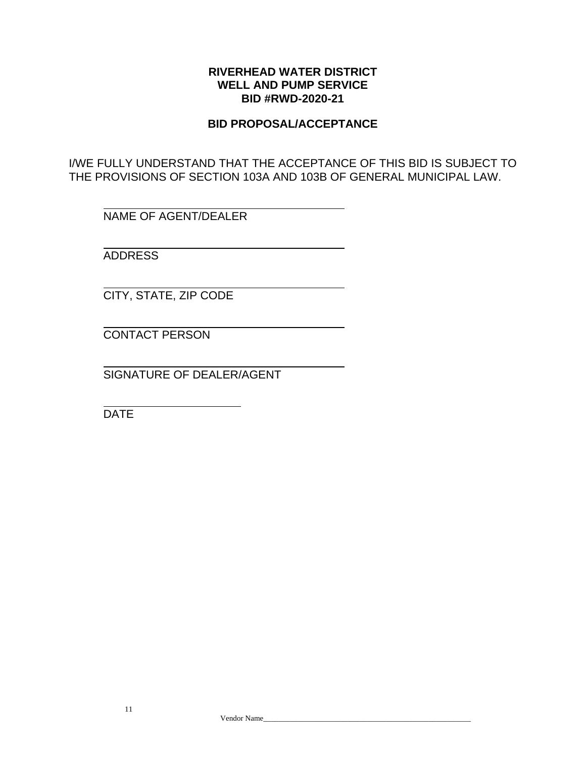**RIVERHEAD WATER DISTRICT**
**WELL AND PUMP SERVICE**
**BID #RWD-2020-21**

**BID PROPOSAL/ACCEPTANCE**

I/WE FULLY UNDERSTAND THAT THE ACCEPTANCE OF THIS BID IS SUBJECT TO THE PROVISIONS OF SECTION 103A AND 103B OF GENERAL MUNICIPAL LAW.

______________________________________
NAME OF AGENT/DEALER

______________________________________
ADDRESS

______________________________________
CITY, STATE, ZIP CODE

______________________________________
CONTACT PERSON

______________________________________
SIGNATURE OF DEALER/AGENT

_______________________
DATE

Vendor Name_______________________________________________________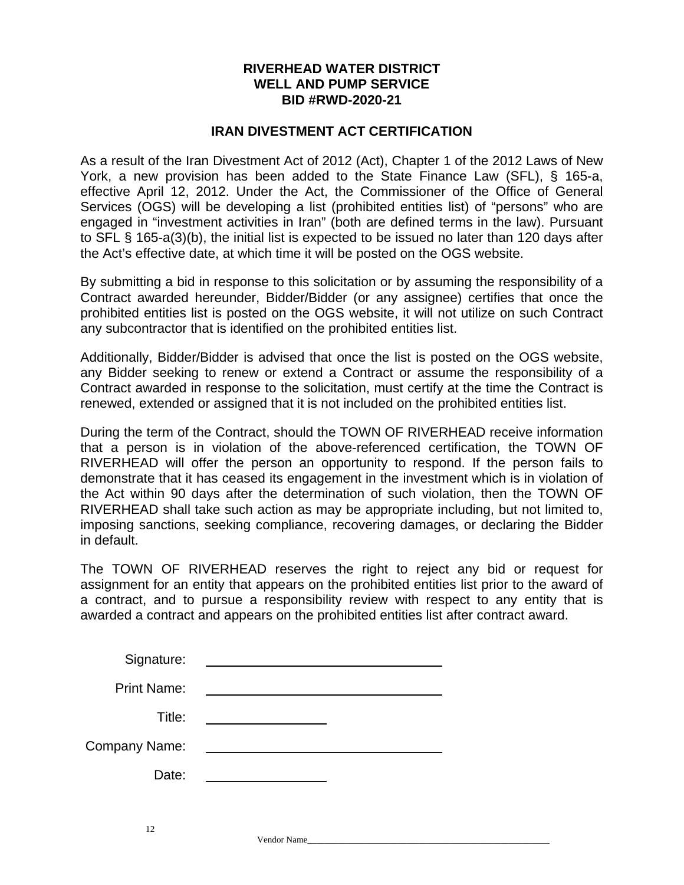**RIVERHEAD WATER DISTRICT**
**WELL AND PUMP SERVICE**
**BID #RWD-2020-21**

## IRAN DIVESTMENT ACT CERTIFICATION

As a result of the Iran Divestment Act of 2012 (Act), Chapter 1 of the 2012 Laws of New York, a new provision has been added to the State Finance Law (SFL), § 165-a, effective April 12, 2012. Under the Act, the Commissioner of the Office of General Services (OGS) will be developing a list (prohibited entities list) of "persons" who are engaged in "investment activities in Iran" (both are defined terms in the law). Pursuant to SFL § 165-a(3)(b), the initial list is expected to be issued no later than 120 days after the Act's effective date, at which time it will be posted on the OGS website.

By submitting a bid in response to this solicitation or by assuming the responsibility of a Contract awarded hereunder, Bidder/Bidder (or any assignee) certifies that once the prohibited entities list is posted on the OGS website, it will not utilize on such Contract any subcontractor that is identified on the prohibited entities list.

Additionally, Bidder/Bidder is advised that once the list is posted on the OGS website, any Bidder seeking to renew or extend a Contract or assume the responsibility of a Contract awarded in response to the solicitation, must certify at the time the Contract is renewed, extended or assigned that it is not included on the prohibited entities list.

During the term of the Contract, should the TOWN OF RIVERHEAD receive information that a person is in violation of the above-referenced certification, the TOWN OF RIVERHEAD will offer the person an opportunity to respond. If the person fails to demonstrate that it has ceased its engagement in the investment which is in violation of the Act within 90 days after the determination of such violation, then the TOWN OF RIVERHEAD shall take such action as may be appropriate including, but not limited to, imposing sanctions, seeking compliance, recovering damages, or declaring the Bidder in default.

The TOWN OF RIVERHEAD reserves the right to reject any bid or request for assignment for an entity that appears on the prohibited entities list prior to the award of a contract, and to pursue a responsibility review with respect to any entity that is awarded a contract and appears on the prohibited entities list after contract award.

Signature: ______________________________

Print Name: ______________________________

Title: ________________

Company Name: ______________________________

Date: ________________

Vendor Name______________________________________________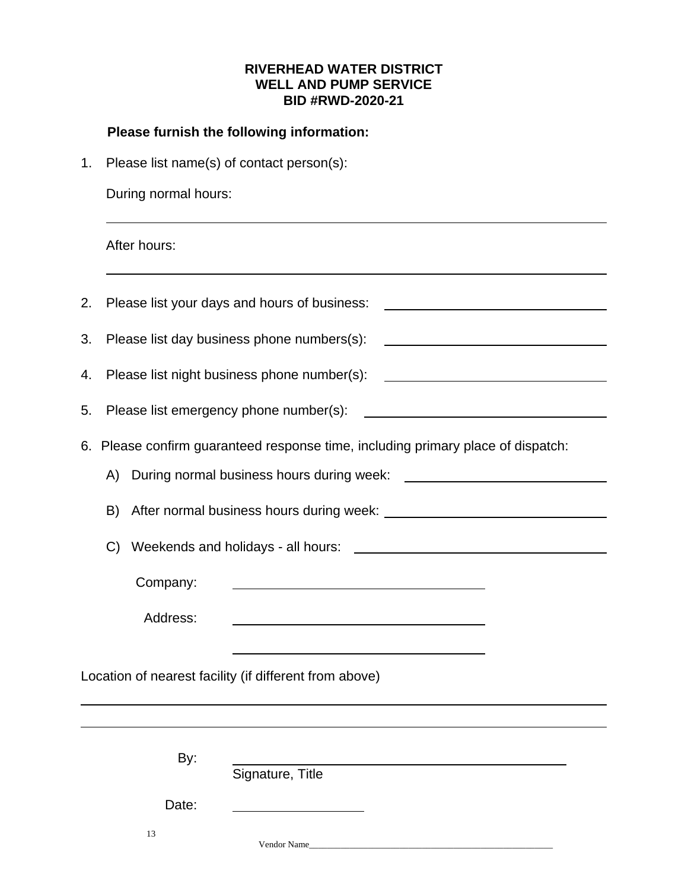**RIVERHEAD WATER DISTRICT**
**WELL AND PUMP SERVICE**
**BID #RWD-2020-21**

**Please furnish the following information:**

1. Please list name(s) of contact person(s):

   During normal hours:

   ______________________________________________

   After hours:

   ______________________________________________

2. Please list your days and hours of business: ____________________

3. Please list day business phone numbers(s): ____________________

4. Please list night business phone number(s): ____________________

5. Please list emergency phone number(s): ____________________

6. Please confirm guaranteed response time, including primary place of dispatch:

   A) During normal business hours during week: ____________________

   B) After normal business hours during week: ____________________

   C) Weekends and holidays - all hours: ____________________

   Company: ____________________

   Address: ____________________

   ____________________

Location of nearest facility (if different from above)

______________________________________________

______________________________________________

By: ______________________________
Signature, Title

Date: ____________________

Vendor Name______________________________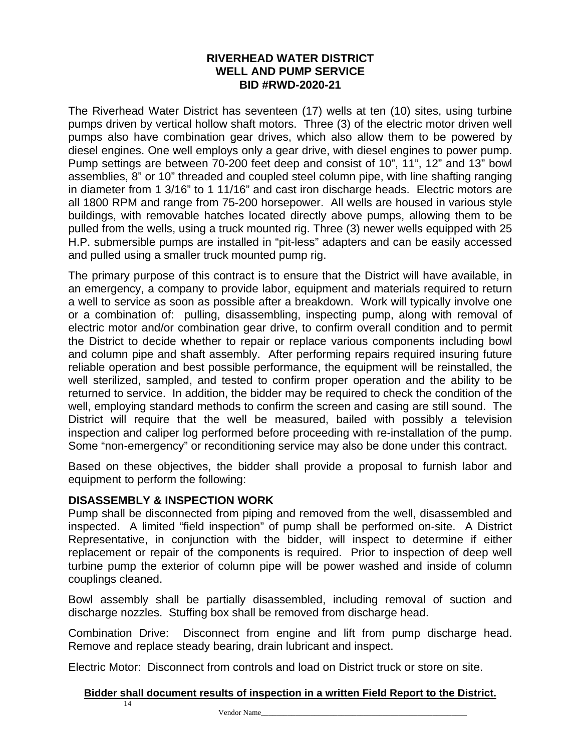**RIVERHEAD WATER DISTRICT**
**WELL AND PUMP SERVICE**
**BID #RWD-2020-21**

The Riverhead Water District has seventeen (17) wells at ten (10) sites, using turbine pumps driven by vertical hollow shaft motors. Three (3) of the electric motor driven well pumps also have combination gear drives, which also allow them to be powered by diesel engines. One well employs only a gear drive, with diesel engines to power pump. Pump settings are between 70-200 feet deep and consist of 10", 11", 12" and 13" bowl assemblies, 8" or 10" threaded and coupled steel column pipe, with line shafting ranging in diameter from 1 3/16" to 1 11/16" and cast iron discharge heads. Electric motors are all 1800 RPM and range from 75-200 horsepower. All wells are housed in various style buildings, with removable hatches located directly above pumps, allowing them to be pulled from the wells, using a truck mounted rig. Three (3) newer wells equipped with 25 H.P. submersible pumps are installed in "pit-less" adapters and can be easily accessed and pulled using a smaller truck mounted pump rig.

The primary purpose of this contract is to ensure that the District will have available, in an emergency, a company to provide labor, equipment and materials required to return a well to service as soon as possible after a breakdown. Work will typically involve one or a combination of: pulling, disassembling, inspecting pump, along with removal of electric motor and/or combination gear drive, to confirm overall condition and to permit the District to decide whether to repair or replace various components including bowl and column pipe and shaft assembly. After performing repairs required insuring future reliable operation and best possible performance, the equipment will be reinstalled, the well sterilized, sampled, and tested to confirm proper operation and the ability to be returned to service. In addition, the bidder may be required to check the condition of the well, employing standard methods to confirm the screen and casing are still sound. The District will require that the well be measured, bailed with possibly a television inspection and caliper log performed before proceeding with re-installation of the pump. Some "non-emergency" or reconditioning service may also be done under this contract.

Based on these objectives, the bidder shall provide a proposal to furnish labor and equipment to perform the following:

**DISASSEMBLY & INSPECTION WORK**

Pump shall be disconnected from piping and removed from the well, disassembled and inspected. A limited "field inspection" of pump shall be performed on-site. A District Representative, in conjunction with the bidder, will inspect to determine if either replacement or repair of the components is required. Prior to inspection of deep well turbine pump the exterior of column pipe will be power washed and inside of column couplings cleaned.

Bowl assembly shall be partially disassembled, including removal of suction and discharge nozzles. Stuffing box shall be removed from discharge head.

Combination Drive: Disconnect from engine and lift from pump discharge head. Remove and replace steady bearing, drain lubricant and inspect.

Electric Motor: Disconnect from controls and load on District truck or store on site.

**Bidder shall document results of inspection in a written Field Report to the District.**

Vendor Name______________________________________________________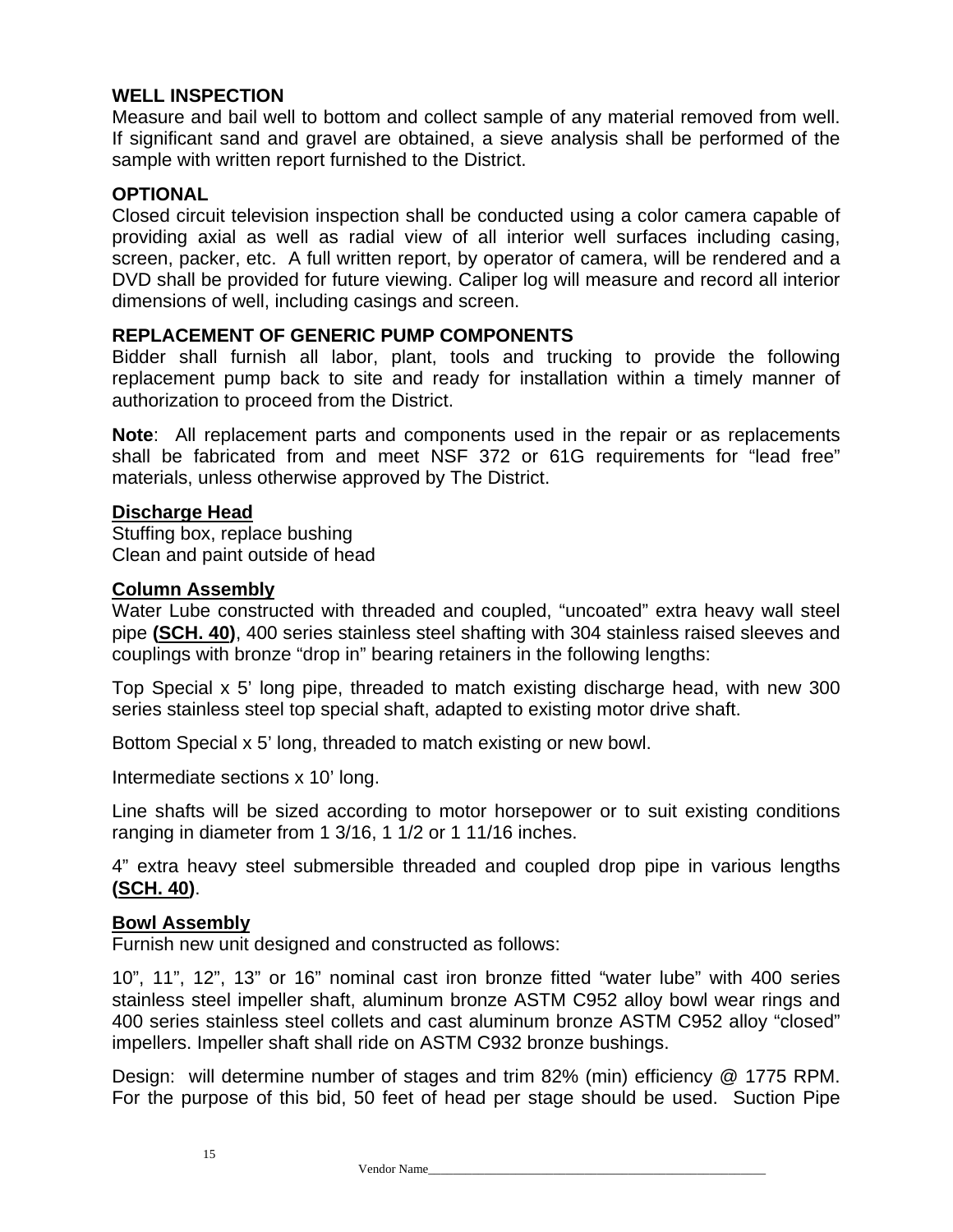**WELL INSPECTION**

Measure and bail well to bottom and collect sample of any material removed from well. If significant sand and gravel are obtained, a sieve analysis shall be performed of the sample with written report furnished to the District.

**OPTIONAL**

Closed circuit television inspection shall be conducted using a color camera capable of providing axial as well as radial view of all interior well surfaces including casing, screen, packer, etc. A full written report, by operator of camera, will be rendered and a DVD shall be provided for future viewing. Caliper log will measure and record all interior dimensions of well, including casings and screen.

**REPLACEMENT OF GENERIC PUMP COMPONENTS**

Bidder shall furnish all labor, plant, tools and trucking to provide the following replacement pump back to site and ready for installation within a timely manner of authorization to proceed from the District.

**Note**: All replacement parts and components used in the repair or as replacements shall be fabricated from and meet NSF 372 or 61G requirements for "lead free" materials, unless otherwise approved by The District.

**Discharge Head**

Stuffing box, replace bushing
Clean and paint outside of head

**Column Assembly**

Water Lube constructed with threaded and coupled, "uncoated" extra heavy wall steel pipe **(SCH. 40)**, 400 series stainless steel shafting with 304 stainless raised sleeves and couplings with bronze "drop in" bearing retainers in the following lengths:

Top Special x 5' long pipe, threaded to match existing discharge head, with new 300 series stainless steel top special shaft, adapted to existing motor drive shaft.

Bottom Special x 5' long, threaded to match existing or new bowl.

Intermediate sections x 10' long.

Line shafts will be sized according to motor horsepower or to suit existing conditions ranging in diameter from 1 3/16, 1 1/2 or 1 11/16 inches.

4" extra heavy steel submersible threaded and coupled drop pipe in various lengths **(SCH. 40)**.

**Bowl Assembly**

Furnish new unit designed and constructed as follows:

10", 11", 12", 13" or 16" nominal cast iron bronze fitted "water lube" with 400 series stainless steel impeller shaft, aluminum bronze ASTM C952 alloy bowl wear rings and 400 series stainless steel collets and cast aluminum bronze ASTM C952 alloy "closed" impellers. Impeller shaft shall ride on ASTM C932 bronze bushings.

Design: will determine number of stages and trim 82% (min) efficiency @ 1775 RPM. For the purpose of this bid, 50 feet of head per stage should be used. Suction Pipe

Vendor Name\_\_\_\_\_\_\_\_\_\_\_\_\_\_\_\_\_\_\_\_\_\_\_\_\_\_\_\_\_\_\_\_\_\_\_\_\_\_\_\_\_\_\_\_\_\_\_\_\_\_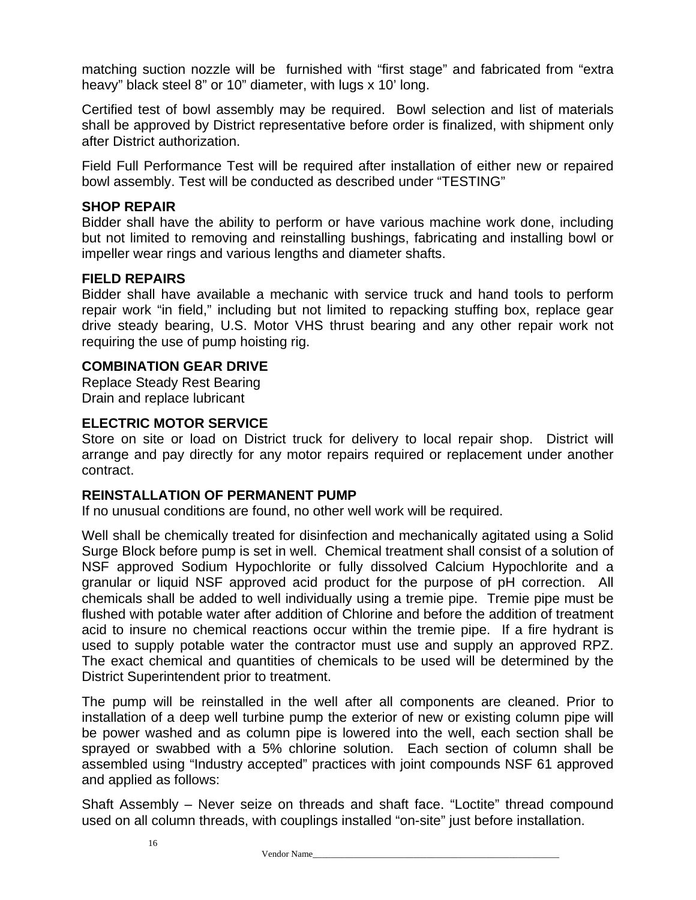matching suction nozzle will be furnished with “first stage” and fabricated from “extra heavy” black steel 8” or 10” diameter, with lugs x 10’ long.

Certified test of bowl assembly may be required. Bowl selection and list of materials shall be approved by District representative before order is finalized, with shipment only after District authorization.

Field Full Performance Test will be required after installation of either new or repaired bowl assembly. Test will be conducted as described under “TESTING”

### SHOP REPAIR

Bidder shall have the ability to perform or have various machine work done, including but not limited to removing and reinstalling bushings, fabricating and installing bowl or impeller wear rings and various lengths and diameter shafts.

### FIELD REPAIRS

Bidder shall have available a mechanic with service truck and hand tools to perform repair work “in field,” including but not limited to repacking stuffing box, replace gear drive steady bearing, U.S. Motor VHS thrust bearing and any other repair work not requiring the use of pump hoisting rig.

### COMBINATION GEAR DRIVE

Replace Steady Rest Bearing
Drain and replace lubricant

### ELECTRIC MOTOR SERVICE

Store on site or load on District truck for delivery to local repair shop. District will arrange and pay directly for any motor repairs required or replacement under another contract.

### REINSTALLATION OF PERMANENT PUMP

If no unusual conditions are found, no other well work will be required.

Well shall be chemically treated for disinfection and mechanically agitated using a Solid Surge Block before pump is set in well. Chemical treatment shall consist of a solution of NSF approved Sodium Hypochlorite or fully dissolved Calcium Hypochlorite and a granular or liquid NSF approved acid product for the purpose of pH correction. All chemicals shall be added to well individually using a tremie pipe. Tremie pipe must be flushed with potable water after addition of Chlorine and before the addition of treatment acid to insure no chemical reactions occur within the tremie pipe. If a fire hydrant is used to supply potable water the contractor must use and supply an approved RPZ. The exact chemical and quantities of chemicals to be used will be determined by the District Superintendent prior to treatment.

The pump will be reinstalled in the well after all components are cleaned. Prior to installation of a deep well turbine pump the exterior of new or existing column pipe will be power washed and as column pipe is lowered into the well, each section shall be sprayed or swabbed with a 5% chlorine solution. Each section of column shall be assembled using “Industry accepted” practices with joint compounds NSF 61 approved and applied as follows:

Shaft Assembly – Never seize on threads and shaft face. “Loctite” thread compound used on all column threads, with couplings installed “on-site” just before installation.

Vendor Name_______________________________________________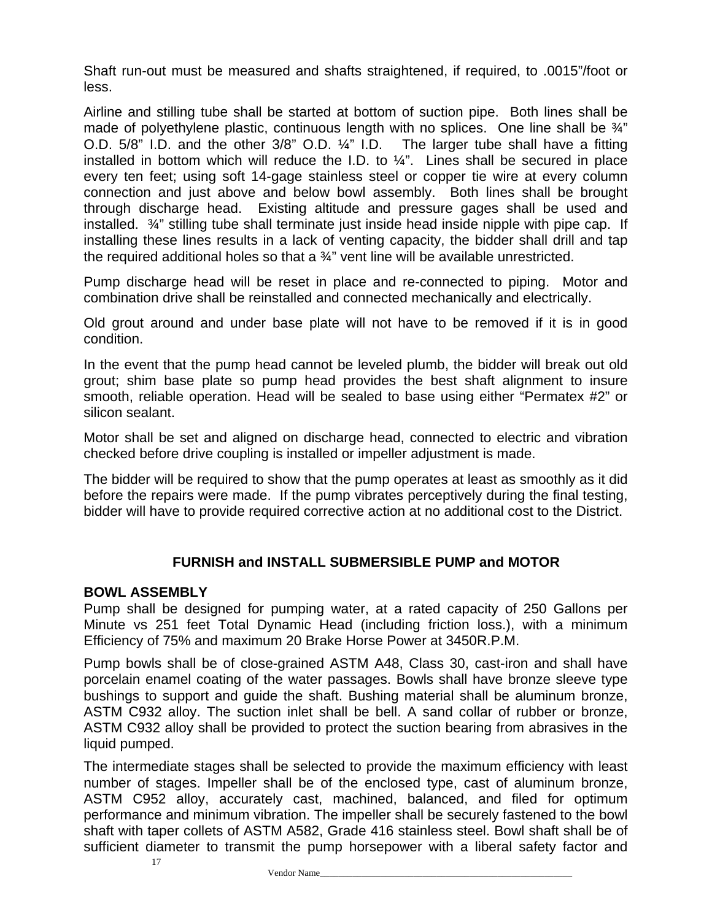Shaft run-out must be measured and shafts straightened, if required, to .0015"/foot or less.

Airline and stilling tube shall be started at bottom of suction pipe. Both lines shall be made of polyethylene plastic, continuous length with no splices. One line shall be ¾" O.D. 5/8" I.D. and the other 3/8" O.D. ¼" I.D. The larger tube shall have a fitting installed in bottom which will reduce the I.D. to ¼". Lines shall be secured in place every ten feet; using soft 14-gage stainless steel or copper tie wire at every column connection and just above and below bowl assembly. Both lines shall be brought through discharge head. Existing altitude and pressure gages shall be used and installed. ¾" stilling tube shall terminate just inside head inside nipple with pipe cap. If installing these lines results in a lack of venting capacity, the bidder shall drill and tap the required additional holes so that a ¾" vent line will be available unrestricted.

Pump discharge head will be reset in place and re-connected to piping. Motor and combination drive shall be reinstalled and connected mechanically and electrically.

Old grout around and under base plate will not have to be removed if it is in good condition.

In the event that the pump head cannot be leveled plumb, the bidder will break out old grout; shim base plate so pump head provides the best shaft alignment to insure smooth, reliable operation. Head will be sealed to base using either "Permatex #2" or silicon sealant.

Motor shall be set and aligned on discharge head, connected to electric and vibration checked before drive coupling is installed or impeller adjustment is made.

The bidder will be required to show that the pump operates at least as smoothly as it did before the repairs were made. If the pump vibrates perceptively during the final testing, bidder will have to provide required corrective action at no additional cost to the District.

## FURNISH and INSTALL SUBMERSIBLE PUMP and MOTOR

### BOWL ASSEMBLY

Pump shall be designed for pumping water, at a rated capacity of 250 Gallons per Minute vs 251 feet Total Dynamic Head (including friction loss.), with a minimum Efficiency of 75% and maximum 20 Brake Horse Power at 3450R.P.M.

Pump bowls shall be of close-grained ASTM A48, Class 30, cast-iron and shall have porcelain enamel coating of the water passages. Bowls shall have bronze sleeve type bushings to support and guide the shaft. Bushing material shall be aluminum bronze, ASTM C932 alloy. The suction inlet shall be bell. A sand collar of rubber or bronze, ASTM C932 alloy shall be provided to protect the suction bearing from abrasives in the liquid pumped.

The intermediate stages shall be selected to provide the maximum efficiency with least number of stages. Impeller shall be of the enclosed type, cast of aluminum bronze, ASTM C952 alloy, accurately cast, machined, balanced, and filed for optimum performance and minimum vibration. The impeller shall be securely fastened to the bowl shaft with taper collets of ASTM A582, Grade 416 stainless steel. Bowl shaft shall be of sufficient diameter to transmit the pump horsepower with a liberal safety factor and

Vendor Name_______________________________________________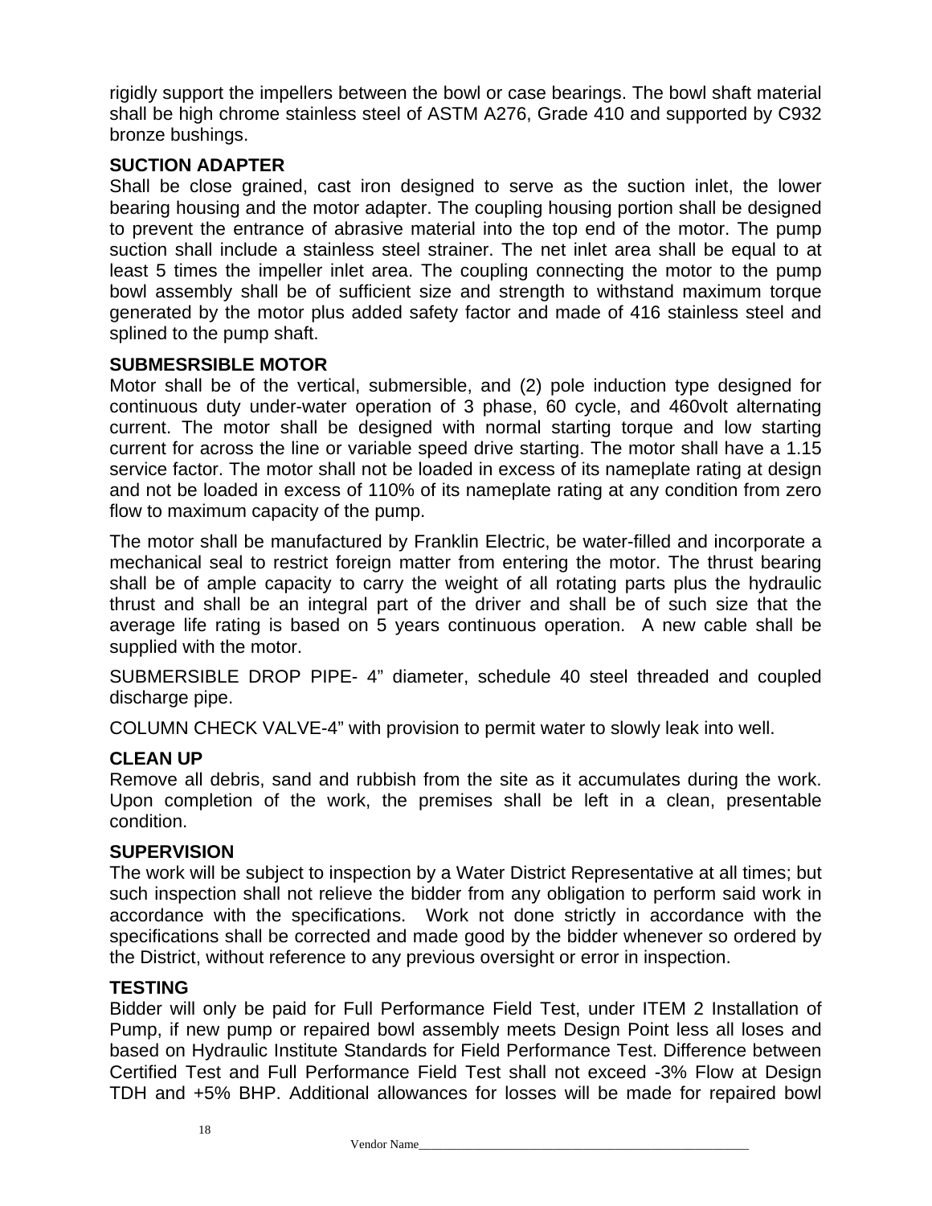rigidly support the impellers between the bowl or case bearings. The bowl shaft material shall be high chrome stainless steel of ASTM A276, Grade 410 and supported by C932 bronze bushings.

**SUCTION ADAPTER**

Shall be close grained, cast iron designed to serve as the suction inlet, the lower bearing housing and the motor adapter. The coupling housing portion shall be designed to prevent the entrance of abrasive material into the top end of the motor. The pump suction shall include a stainless steel strainer. The net inlet area shall be equal to at least 5 times the impeller inlet area. The coupling connecting the motor to the pump bowl assembly shall be of sufficient size and strength to withstand maximum torque generated by the motor plus added safety factor and made of 416 stainless steel and splined to the pump shaft.

**SUBMESRSIBLE MOTOR**

Motor shall be of the vertical, submersible, and (2) pole induction type designed for continuous duty under-water operation of 3 phase, 60 cycle, and 460volt alternating current. The motor shall be designed with normal starting torque and low starting current for across the line or variable speed drive starting. The motor shall have a 1.15 service factor. The motor shall not be loaded in excess of its nameplate rating at design and not be loaded in excess of 110% of its nameplate rating at any condition from zero flow to maximum capacity of the pump.

The motor shall be manufactured by Franklin Electric, be water-filled and incorporate a mechanical seal to restrict foreign matter from entering the motor. The thrust bearing shall be of ample capacity to carry the weight of all rotating parts plus the hydraulic thrust and shall be an integral part of the driver and shall be of such size that the average life rating is based on 5 years continuous operation. A new cable shall be supplied with the motor.

SUBMERSIBLE DROP PIPE- 4" diameter, schedule 40 steel threaded and coupled discharge pipe.

COLUMN CHECK VALVE-4" with provision to permit water to slowly leak into well.

**CLEAN UP**

Remove all debris, sand and rubbish from the site as it accumulates during the work. Upon completion of the work, the premises shall be left in a clean, presentable condition.

**SUPERVISION**

The work will be subject to inspection by a Water District Representative at all times; but such inspection shall not relieve the bidder from any obligation to perform said work in accordance with the specifications. Work not done strictly in accordance with the specifications shall be corrected and made good by the bidder whenever so ordered by the District, without reference to any previous oversight or error in inspection.

**TESTING**

Bidder will only be paid for Full Performance Field Test, under ITEM 2 Installation of Pump, if new pump or repaired bowl assembly meets Design Point less all loses and based on Hydraulic Institute Standards for Field Performance Test. Difference between Certified Test and Full Performance Field Test shall not exceed -3% Flow at Design TDH and +5% BHP. Additional allowances for losses will be made for repaired bowl

Vendor Name\_\_\_\_\_\_\_\_\_\_\_\_\_\_\_\_\_\_\_\_\_\_\_\_\_\_\_\_\_\_\_\_\_\_\_\_\_\_\_\_\_\_\_\_\_\_\_\_\_\_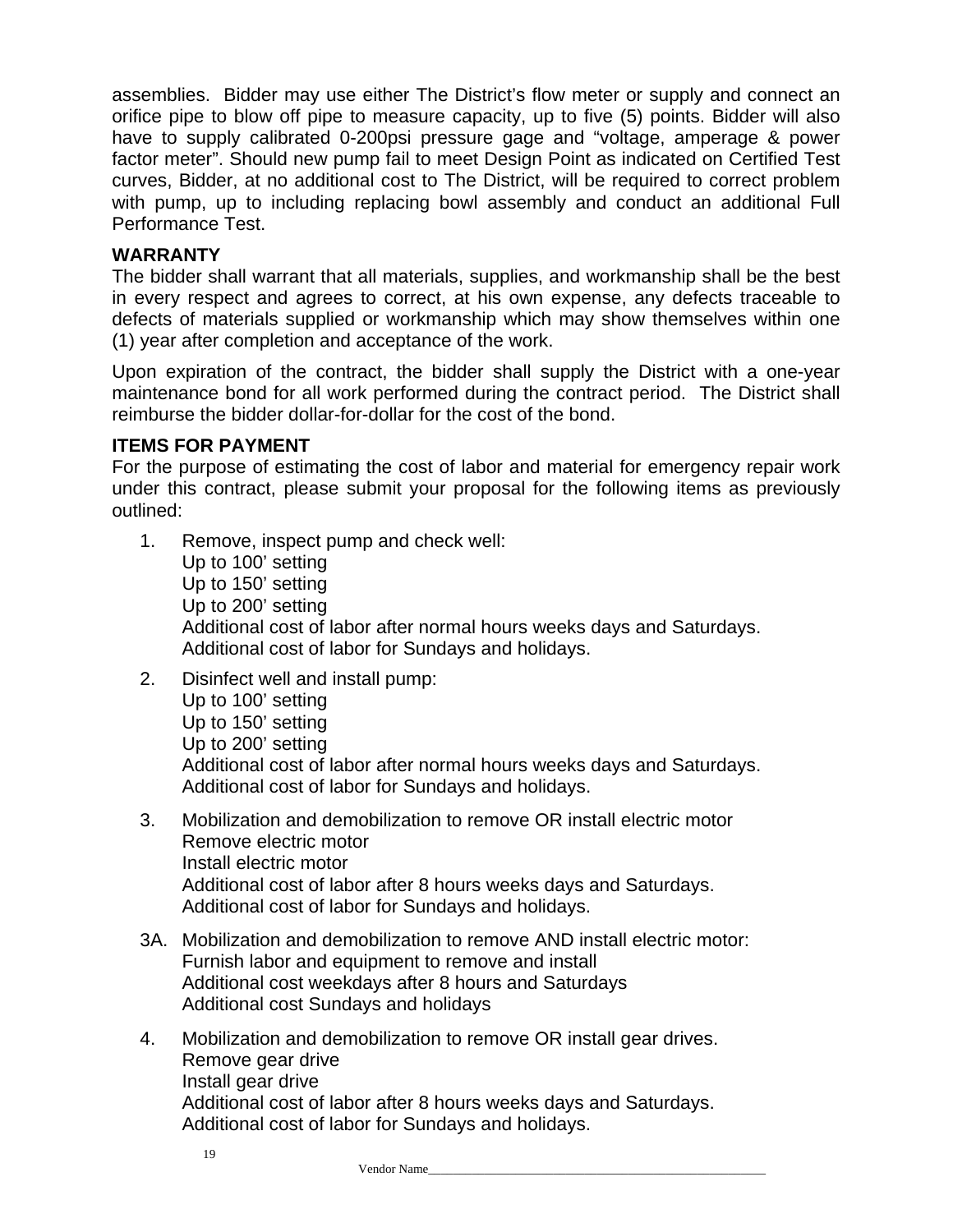assemblies. Bidder may use either The District's flow meter or supply and connect an orifice pipe to blow off pipe to measure capacity, up to five (5) points. Bidder will also have to supply calibrated 0-200psi pressure gage and "voltage, amperage & power factor meter". Should new pump fail to meet Design Point as indicated on Certified Test curves, Bidder, at no additional cost to The District, will be required to correct problem with pump, up to including replacing bowl assembly and conduct an additional Full Performance Test.

**WARRANTY**

The bidder shall warrant that all materials, supplies, and workmanship shall be the best in every respect and agrees to correct, at his own expense, any defects traceable to defects of materials supplied or workmanship which may show themselves within one (1) year after completion and acceptance of the work.

Upon expiration of the contract, the bidder shall supply the District with a one-year maintenance bond for all work performed during the contract period. The District shall reimburse the bidder dollar-for-dollar for the cost of the bond.

**ITEMS FOR PAYMENT**

For the purpose of estimating the cost of labor and material for emergency repair work under this contract, please submit your proposal for the following items as previously outlined:

1. Remove, inspect pump and check well:
   Up to 100' setting
   Up to 150' setting
   Up to 200' setting
   Additional cost of labor after normal hours weeks days and Saturdays.
   Additional cost of labor for Sundays and holidays.

2. Disinfect well and install pump:
   Up to 100' setting
   Up to 150' setting
   Up to 200' setting
   Additional cost of labor after normal hours weeks days and Saturdays.
   Additional cost of labor for Sundays and holidays.

3. Mobilization and demobilization to remove OR install electric motor
   Remove electric motor
   Install electric motor
   Additional cost of labor after 8 hours weeks days and Saturdays.
   Additional cost of labor for Sundays and holidays.

3A. Mobilization and demobilization to remove AND install electric motor:
   Furnish labor and equipment to remove and install
   Additional cost weekdays after 8 hours and Saturdays
   Additional cost Sundays and holidays

4. Mobilization and demobilization to remove OR install gear drives.
   Remove gear drive
   Install gear drive
   Additional cost of labor after 8 hours weeks days and Saturdays.
   Additional cost of labor for Sundays and holidays.

Vendor Name_______________________________________________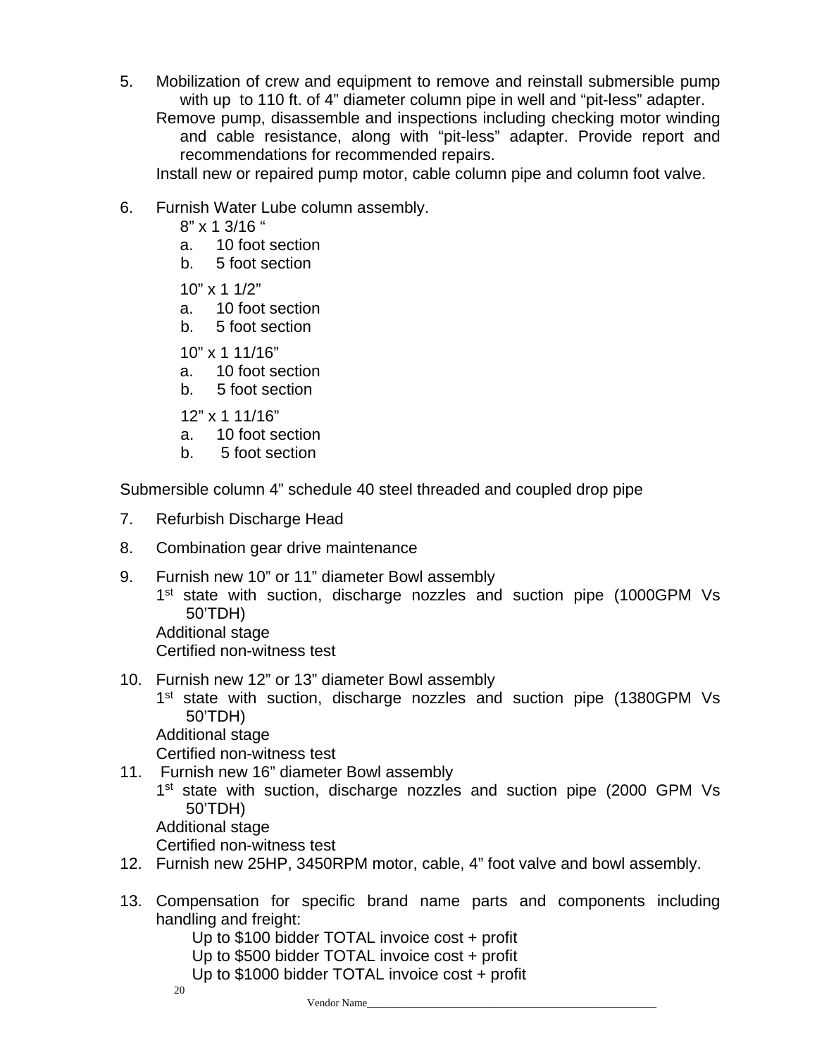5. Mobilization of crew and equipment to remove and reinstall submersible pump with up to 110 ft. of 4" diameter column pipe in well and "pit-less" adapter.
   Remove pump, disassemble and inspections including checking motor winding and cable resistance, along with "pit-less" adapter. Provide report and recommendations for recommended repairs.
   Install new or repaired pump motor, cable column pipe and column foot valve.

6. Furnish Water Lube column assembly.

   8" x 1 3/16 "
   a. 10 foot section
   b. 5 foot section

   10" x 1 1/2"
   a. 10 foot section
   b. 5 foot section

   10" x 1 11/16"
   a. 10 foot section
   b. 5 foot section

   12" x 1 11/16"
   a. 10 foot section
   b. 5 foot section

Submersible column 4" schedule 40 steel threaded and coupled drop pipe

7. Refurbish Discharge Head

8. Combination gear drive maintenance

9. Furnish new 10" or 11" diameter Bowl assembly
   1st state with suction, discharge nozzles and suction pipe (1000GPM Vs 50'TDH)
   Additional stage
   Certified non-witness test

10. Furnish new 12" or 13" diameter Bowl assembly
    1st state with suction, discharge nozzles and suction pipe (1380GPM Vs 50'TDH)
    Additional stage
    Certified non-witness test

11. Furnish new 16" diameter Bowl assembly
    1st state with suction, discharge nozzles and suction pipe (2000 GPM Vs 50'TDH)
    Additional stage
    Certified non-witness test

12. Furnish new 25HP, 3450RPM motor, cable, 4" foot valve and bowl assembly.

13. Compensation for specific brand name parts and components including handling and freight:
    Up to $100 bidder TOTAL invoice cost + profit
    Up to $500 bidder TOTAL invoice cost + profit
    Up to $1000 bidder TOTAL invoice cost + profit

Vendor Name_______________________________________________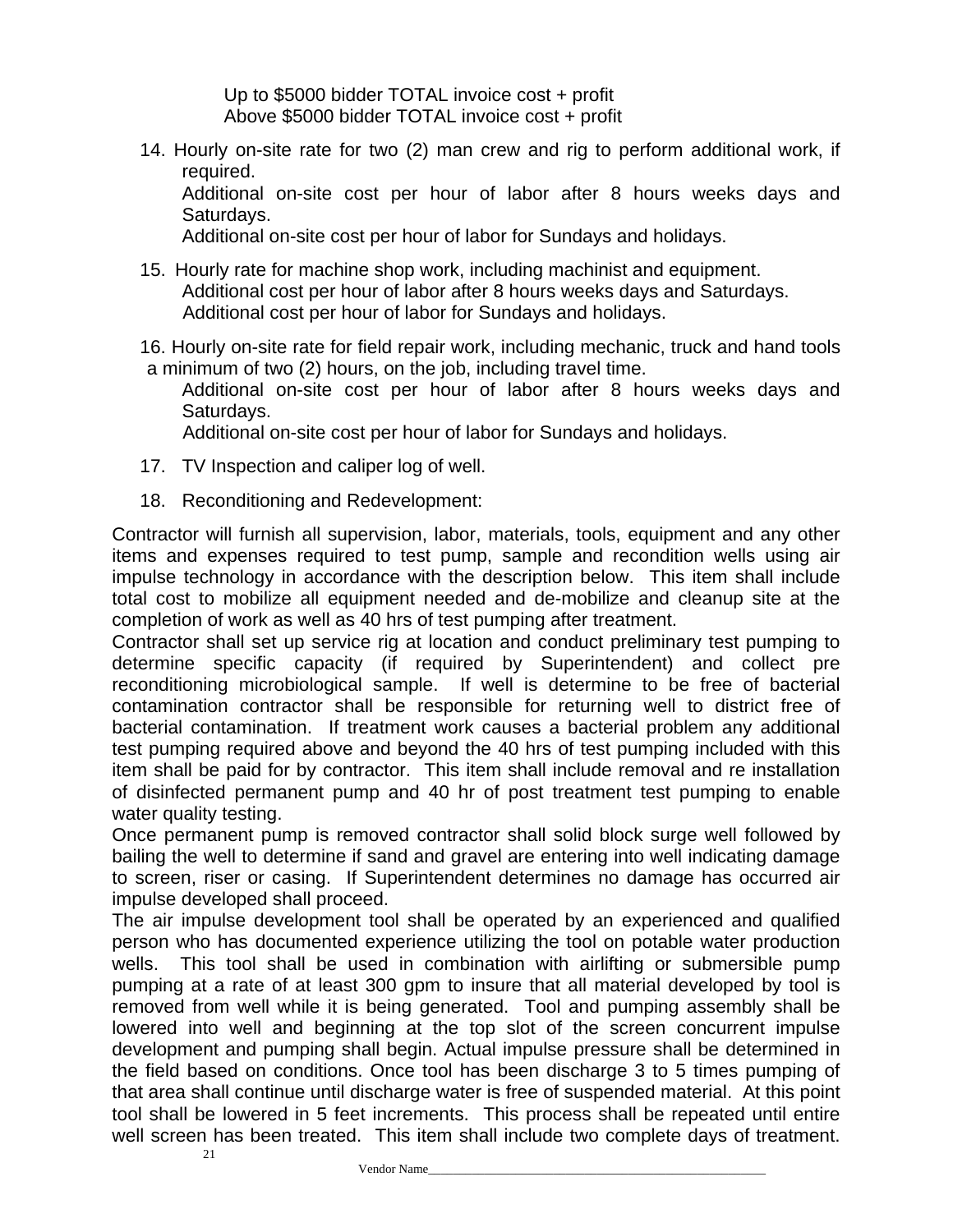Up to $5000 bidder TOTAL invoice cost + profit
Above $5000 bidder TOTAL invoice cost + profit

14. Hourly on-site rate for two (2) man crew and rig to perform additional work, if required.
    Additional on-site cost per hour of labor after 8 hours weeks days and Saturdays.
    Additional on-site cost per hour of labor for Sundays and holidays.

15. Hourly rate for machine shop work, including machinist and equipment.
    Additional cost per hour of labor after 8 hours weeks days and Saturdays.
    Additional cost per hour of labor for Sundays and holidays.

16. Hourly on-site rate for field repair work, including mechanic, truck and hand tools a minimum of two (2) hours, on the job, including travel time.
    Additional on-site cost per hour of labor after 8 hours weeks days and Saturdays.
    Additional on-site cost per hour of labor for Sundays and holidays.

17. TV Inspection and caliper log of well.

18. Reconditioning and Redevelopment:

Contractor will furnish all supervision, labor, materials, tools, equipment and any other items and expenses required to test pump, sample and recondition wells using air impulse technology in accordance with the description below. This item shall include total cost to mobilize all equipment needed and de-mobilize and cleanup site at the completion of work as well as 40 hrs of test pumping after treatment.

Contractor shall set up service rig at location and conduct preliminary test pumping to determine specific capacity (if required by Superintendent) and collect pre reconditioning microbiological sample. If well is determine to be free of bacterial contamination contractor shall be responsible for returning well to district free of bacterial contamination. If treatment work causes a bacterial problem any additional test pumping required above and beyond the 40 hrs of test pumping included with this item shall be paid for by contractor. This item shall include removal and re installation of disinfected permanent pump and 40 hr of post treatment test pumping to enable water quality testing.

Once permanent pump is removed contractor shall solid block surge well followed by bailing the well to determine if sand and gravel are entering into well indicating damage to screen, riser or casing. If Superintendent determines no damage has occurred air impulse developed shall proceed.

The air impulse development tool shall be operated by an experienced and qualified person who has documented experience utilizing the tool on potable water production wells. This tool shall be used in combination with airlifting or submersible pump pumping at a rate of at least 300 gpm to insure that all material developed by tool is removed from well while it is being generated. Tool and pumping assembly shall be lowered into well and beginning at the top slot of the screen concurrent impulse development and pumping shall begin. Actual impulse pressure shall be determined in the field based on conditions. Once tool has been discharge 3 to 5 times pumping of that area shall continue until discharge water is free of suspended material. At this point tool shall be lowered in 5 feet increments. This process shall be repeated until entire well screen has been treated. This item shall include two complete days of treatment.

Vendor Name_______________________________________________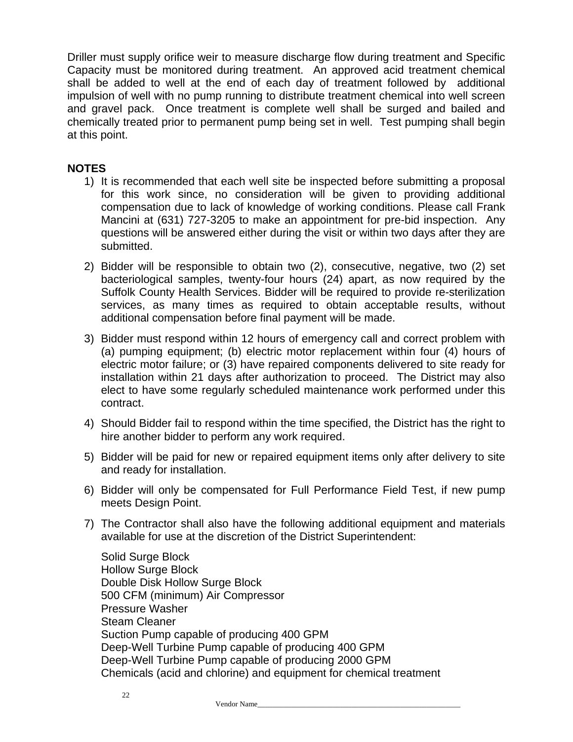Driller must supply orifice weir to measure discharge flow during treatment and Specific Capacity must be monitored during treatment. An approved acid treatment chemical shall be added to well at the end of each day of treatment followed by additional impulsion of well with no pump running to distribute treatment chemical into well screen and gravel pack. Once treatment is complete well shall be surged and bailed and chemically treated prior to permanent pump being set in well. Test pumping shall begin at this point.

**NOTES**

1) It is recommended that each well site be inspected before submitting a proposal for this work since, no consideration will be given to providing additional compensation due to lack of knowledge of working conditions. Please call Frank Mancini at (631) 727-3205 to make an appointment for pre-bid inspection. Any questions will be answered either during the visit or within two days after they are submitted.

2) Bidder will be responsible to obtain two (2), consecutive, negative, two (2) set bacteriological samples, twenty-four hours (24) apart, as now required by the Suffolk County Health Services. Bidder will be required to provide re-sterilization services, as many times as required to obtain acceptable results, without additional compensation before final payment will be made.

3) Bidder must respond within 12 hours of emergency call and correct problem with (a) pumping equipment; (b) electric motor replacement within four (4) hours of electric motor failure; or (3) have repaired components delivered to site ready for installation within 21 days after authorization to proceed. The District may also elect to have some regularly scheduled maintenance work performed under this contract.

4) Should Bidder fail to respond within the time specified, the District has the right to hire another bidder to perform any work required.

5) Bidder will be paid for new or repaired equipment items only after delivery to site and ready for installation.

6) Bidder will only be compensated for Full Performance Field Test, if new pump meets Design Point.

7) The Contractor shall also have the following additional equipment and materials available for use at the discretion of the District Superintendent:

   Solid Surge Block
   Hollow Surge Block
   Double Disk Hollow Surge Block
   500 CFM (minimum) Air Compressor
   Pressure Washer
   Steam Cleaner
   Suction Pump capable of producing 400 GPM
   Deep-Well Turbine Pump capable of producing 400 GPM
   Deep-Well Turbine Pump capable of producing 2000 GPM
   Chemicals (acid and chlorine) and equipment for chemical treatment

Vendor Name_______________________________________________________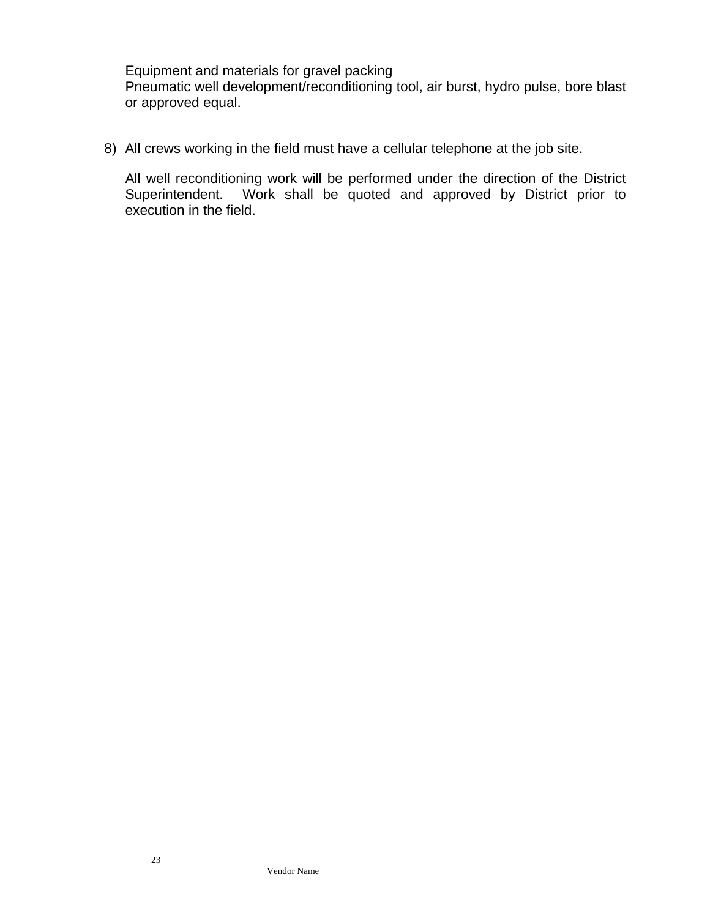Equipment and materials for gravel packing

Pneumatic well development/reconditioning tool, air burst, hydro pulse, bore blast or approved equal.

8) All crews working in the field must have a cellular telephone at the job site.

   All well reconditioning work will be performed under the direction of the District Superintendent. Work shall be quoted and approved by District prior to execution in the field.

Vendor Name_______________________________________________________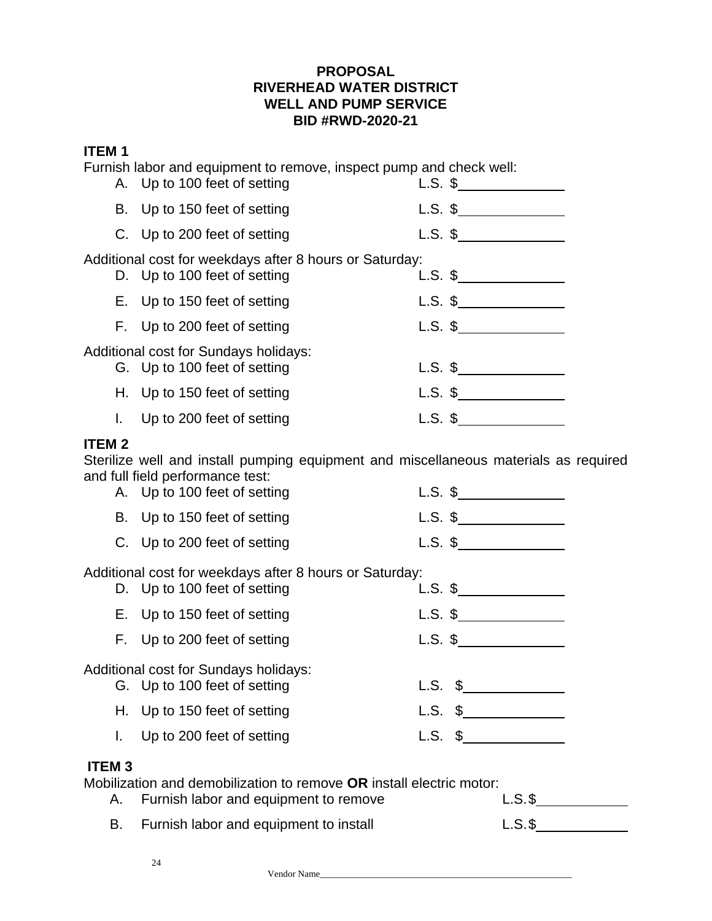**PROPOSAL**
**RIVERHEAD WATER DISTRICT**
**WELL AND PUMP SERVICE**
**BID #RWD-2020-21**

**ITEM 1**

Furnish labor and equipment to remove, inspect pump and check well:

A. Up to 100 feet of setting L.S. $\_\_\_\_\_\_\_\_\_\_\_\_\_\_

B. Up to 150 feet of setting L.S. $\_\_\_\_\_\_\_\_\_\_\_\_\_\_

C. Up to 200 feet of setting L.S. $\_\_\_\_\_\_\_\_\_\_\_\_\_\_

Additional cost for weekdays after 8 hours or Saturday:

D. Up to 100 feet of setting L.S. $\_\_\_\_\_\_\_\_\_\_\_\_\_\_

E. Up to 150 feet of setting L.S. $\_\_\_\_\_\_\_\_\_\_\_\_\_\_

F. Up to 200 feet of setting L.S. $\_\_\_\_\_\_\_\_\_\_\_\_\_\_

Additional cost for Sundays holidays:

G. Up to 100 feet of setting L.S. $\_\_\_\_\_\_\_\_\_\_\_\_\_\_

H. Up to 150 feet of setting L.S. $\_\_\_\_\_\_\_\_\_\_\_\_\_\_

I. Up to 200 feet of setting L.S. $\_\_\_\_\_\_\_\_\_\_\_\_\_\_

**ITEM 2**

Sterilize well and install pumping equipment and miscellaneous materials as required and full field performance test:

A. Up to 100 feet of setting L.S. $\_\_\_\_\_\_\_\_\_\_\_\_\_\_

B. Up to 150 feet of setting L.S. $\_\_\_\_\_\_\_\_\_\_\_\_\_\_

C. Up to 200 feet of setting L.S. $\_\_\_\_\_\_\_\_\_\_\_\_\_\_

Additional cost for weekdays after 8 hours or Saturday:

D. Up to 100 feet of setting L.S. $\_\_\_\_\_\_\_\_\_\_\_\_\_\_

E. Up to 150 feet of setting L.S. $\_\_\_\_\_\_\_\_\_\_\_\_\_\_

F. Up to 200 feet of setting L.S. $\_\_\_\_\_\_\_\_\_\_\_\_\_\_

Additional cost for Sundays holidays:

G. Up to 100 feet of setting L.S. $\_\_\_\_\_\_\_\_\_\_\_\_\_\_

H. Up to 150 feet of setting L.S. $\_\_\_\_\_\_\_\_\_\_\_\_\_\_

I. Up to 200 feet of setting L.S. $\_\_\_\_\_\_\_\_\_\_\_\_\_\_

**ITEM 3**

Mobilization and demobilization to remove **OR** install electric motor:

A. Furnish labor and equipment to remove L.S.$\_\_\_\_\_\_\_\_\_\_\_\_\_\_

B. Furnish labor and equipment to install L.S.$\_\_\_\_\_\_\_\_\_\_\_\_\_\_

Vendor Name\_\_\_\_\_\_\_\_\_\_\_\_\_\_\_\_\_\_\_\_\_\_\_\_\_\_\_\_\_\_\_\_\_\_\_\_\_\_\_\_\_\_\_\_\_\_\_\_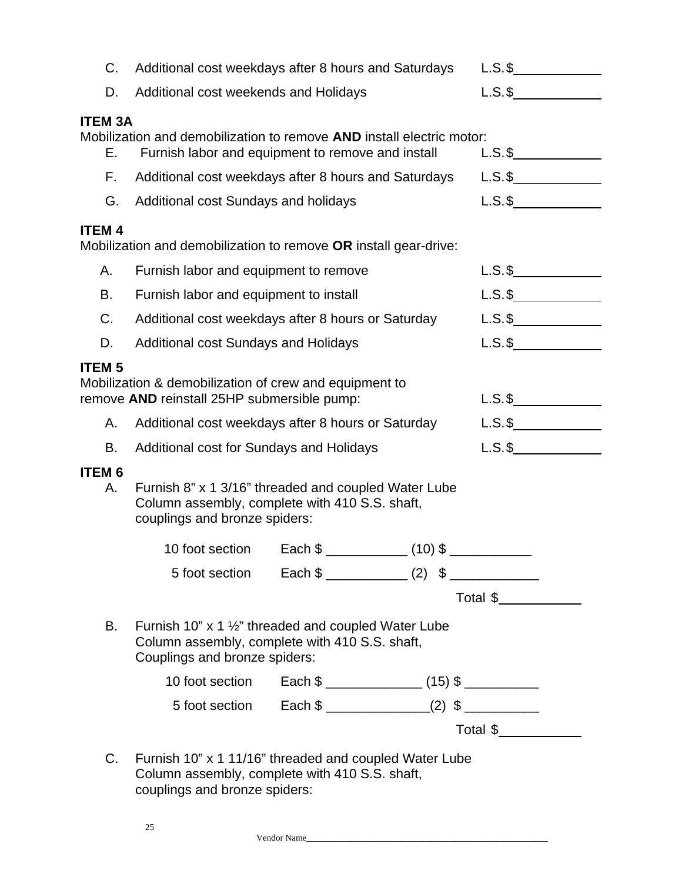C. Additional cost weekdays after 8 hours and Saturdays L.S.$\_\_\_\_\_\_\_\_\_\_

D. Additional cost weekends and Holidays L.S.$\_\_\_\_\_\_\_\_\_\_

**ITEM 3A**

Mobilization and demobilization to remove **AND** install electric motor:

E. Furnish labor and equipment to remove and install L.S.$\_\_\_\_\_\_\_\_\_\_

F. Additional cost weekdays after 8 hours and Saturdays L.S.$\_\_\_\_\_\_\_\_\_\_

G. Additional cost Sundays and holidays L.S.$\_\_\_\_\_\_\_\_\_\_

**ITEM 4**

Mobilization and demobilization to remove **OR** install gear-drive:

A. Furnish labor and equipment to remove L.S.$\_\_\_\_\_\_\_\_\_\_

B. Furnish labor and equipment to install L.S.$\_\_\_\_\_\_\_\_\_\_

C. Additional cost weekdays after 8 hours or Saturday L.S.$\_\_\_\_\_\_\_\_\_\_

D. Additional cost Sundays and Holidays L.S.$\_\_\_\_\_\_\_\_\_\_

**ITEM 5**

Mobilization & demobilization of crew and equipment to remove **AND** reinstall 25HP submersible pump: L.S.$\_\_\_\_\_\_\_\_\_\_

A. Additional cost weekdays after 8 hours or Saturday L.S.$\_\_\_\_\_\_\_\_\_\_

B. Additional cost for Sundays and Holidays L.S.$\_\_\_\_\_\_\_\_\_\_

**ITEM 6**

A. Furnish 8” x 1 3/16” threaded and coupled Water Lube Column assembly, complete with 410 S.S. shaft, couplings and bronze spiders:

10 foot section Each $ \_\_\_\_\_\_\_\_\_\_\_ (10) $ \_\_\_\_\_\_\_\_\_\_\_

5 foot section Each $ \_\_\_\_\_\_\_\_\_\_\_ (2) $ \_\_\_\_\_\_\_\_\_\_\_

Total $\_\_\_\_\_\_\_\_\_\_

B. Furnish 10” x 1 ½” threaded and coupled Water Lube Column assembly, complete with 410 S.S. shaft, Couplings and bronze spiders:

10 foot section Each $ \_\_\_\_\_\_\_\_\_\_\_\_\_ (15) $ \_\_\_\_\_\_\_\_\_\_

5 foot section Each $ \_\_\_\_\_\_\_\_\_\_\_\_\_\_(2) $ \_\_\_\_\_\_\_\_\_\_

Total $\_\_\_\_\_\_\_\_\_\_

C. Furnish 10” x 1 11/16” threaded and coupled Water Lube Column assembly, complete with 410 S.S. shaft, couplings and bronze spiders:

Vendor Name\_\_\_\_\_\_\_\_\_\_\_\_\_\_\_\_\_\_\_\_\_\_\_\_\_\_\_\_\_\_\_\_\_\_\_\_\_\_\_\_\_\_\_\_\_\_\_\_\_\_\_\_\_\_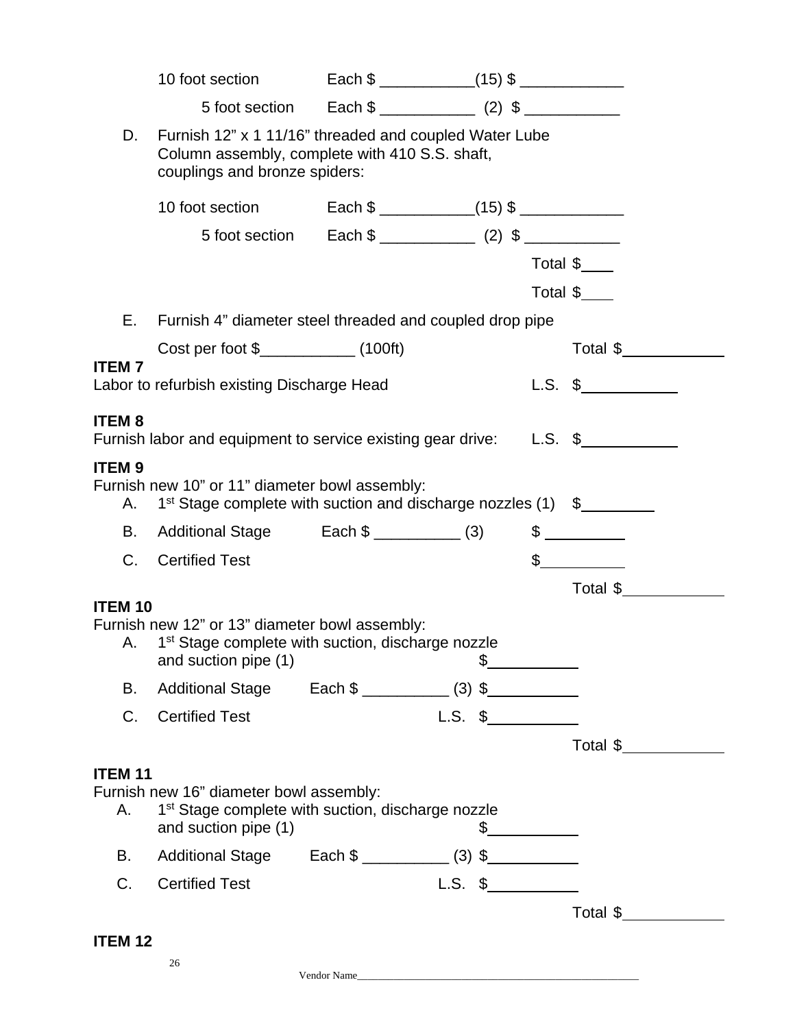10 foot section     Each $ ___________(15) $ ____________

5 foot section     Each $ ___________ (2) $ ___________

D. Furnish 12" x 1 11/16" threaded and coupled Water Lube Column assembly, complete with 410 S.S. shaft, couplings and bronze spiders:

10 foot section     Each $ ___________(15) $ ____________

5 foot section     Each $ ___________ (2) $ ___________

Total $____

Total $____

E. Furnish 4" diameter steel threaded and coupled drop pipe

Cost per foot $___________ (100ft)     Total $____________

**ITEM 7**
Labor to refurbish existing Discharge Head     L.S. $___________

**ITEM 8**
Furnish labor and equipment to service existing gear drive:     L.S. $___________

**ITEM 9**
Furnish new 10" or 11" diameter bowl assembly:

A. 1st Stage complete with suction and discharge nozzles (1)   $_________

B. Additional Stage     Each $ __________ (3)     $ _________

C. Certified Test     $_________

Total $____________

**ITEM 10**
Furnish new 12" or 13" diameter bowl assembly:

A. 1st Stage complete with suction, discharge nozzle and suction pipe (1)     $__________

B. Additional Stage     Each $ __________ (3) $__________

C. Certified Test     L.S. $__________

Total $____________

**ITEM 11**
Furnish new 16" diameter bowl assembly:

A. 1st Stage complete with suction, discharge nozzle and suction pipe (1)     $__________

B. Additional Stage     Each $ __________ (3) $__________

C. Certified Test     L.S. $__________

Total $____________

**ITEM 12**

Vendor Name_______________________________________________________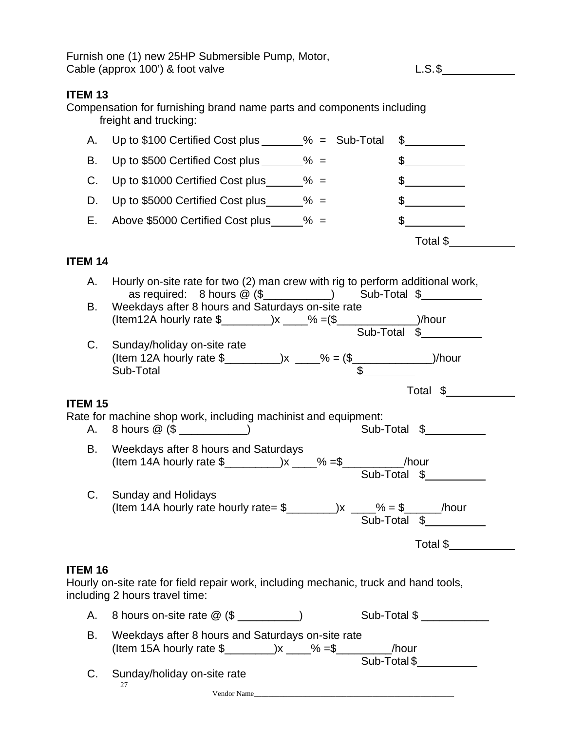Furnish one (1) new 25HP Submersible Pump, Motor, Cable (approx 100') & foot valve L.S.$____________

### ITEM 13

Compensation for furnishing brand name parts and components including freight and trucking:

A. Up to $100 Certified Cost plus _______% = Sub-Total $__________

B. Up to $500 Certified Cost plus _______% = $__________

C. Up to $1000 Certified Cost plus______% = $__________

D. Up to $5000 Certified Cost plus______% = $__________

E. Above $5000 Certified Cost plus_____% = $__________

Total $___________

### ITEM 14

A. Hourly on-site rate for two (2) man crew with rig to perform additional work, as required: 8 hours @ ($___________) Sub-Total $__________

B. Weekdays after 8 hours and Saturdays on-site rate (Item12A hourly rate $________)x ____% =($_____________)/hour Sub-Total $__________

C. Sunday/holiday on-site rate (Item 12A hourly rate $_________)x ____% = ($_____________)/hour Sub-Total $________

Total $___________

### ITEM 15

Rate for machine shop work, including machinist and equipment:

A. 8 hours @ ($ ___________) Sub-Total $__________

B. Weekdays after 8 hours and Saturdays (Item 14A hourly rate $_________)x ____% =$__________/hour Sub-Total $__________

C. Sunday and Holidays (Item 14A hourly rate hourly rate= $________)x ____% = $______/hour Sub-Total $__________

Total $___________

### ITEM 16

Hourly on-site rate for field repair work, including mechanic, truck and hand tools, including 2 hours travel time:

A. 8 hours on-site rate @ ($ __________) Sub-Total $ ___________

B. Weekdays after 8 hours and Saturdays on-site rate (Item 15A hourly rate $________)x ____% =$_________/hour Sub-Total $__________

C. Sunday/holiday on-site rate

Vendor Name_____________________________________________________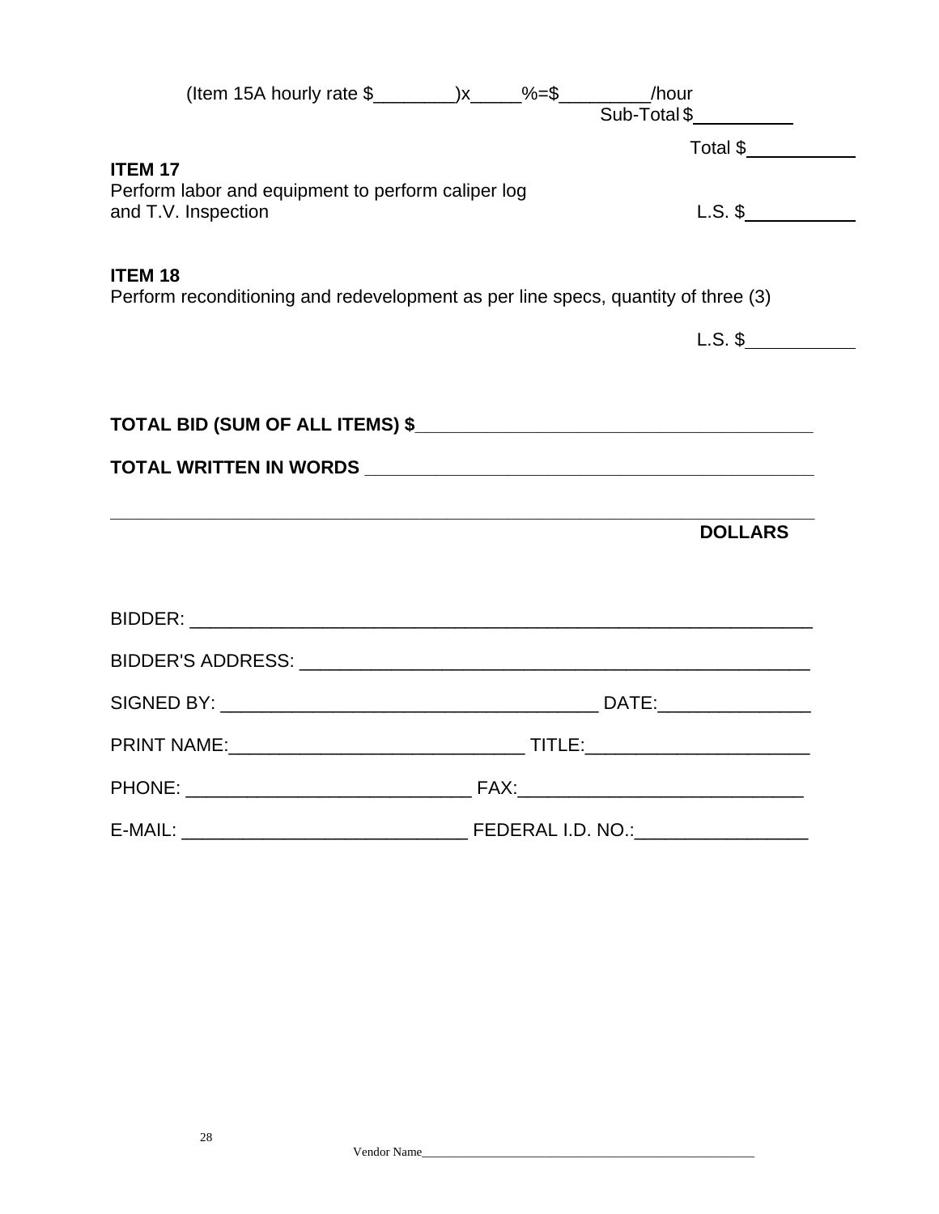(Item 15A hourly rate $________)x_____%=$_________/hour

Sub-Total $__________

Total $___________

**ITEM 17**

Perform labor and equipment to perform caliper log and T.V. Inspection

L.S. $___________

**ITEM 18**

Perform reconditioning and redevelopment as per line specs, quantity of three (3)

L.S. $___________

**TOTAL BID (SUM OF ALL ITEMS) $________________________________________**

**TOTAL WRITTEN IN WORDS ______________________________________________**

**_____________________________________________________________________**

**DOLLARS**

BIDDER: ______________________________________________________________

BIDDER'S ADDRESS: _____________________________________________________

SIGNED BY: _____________________________________ DATE:_______________

PRINT NAME:_____________________________ TITLE:______________________

PHONE: ____________________________ FAX:____________________________

E-MAIL: ____________________________ FEDERAL I.D. NO.:_________________

Vendor Name_______________________________________________________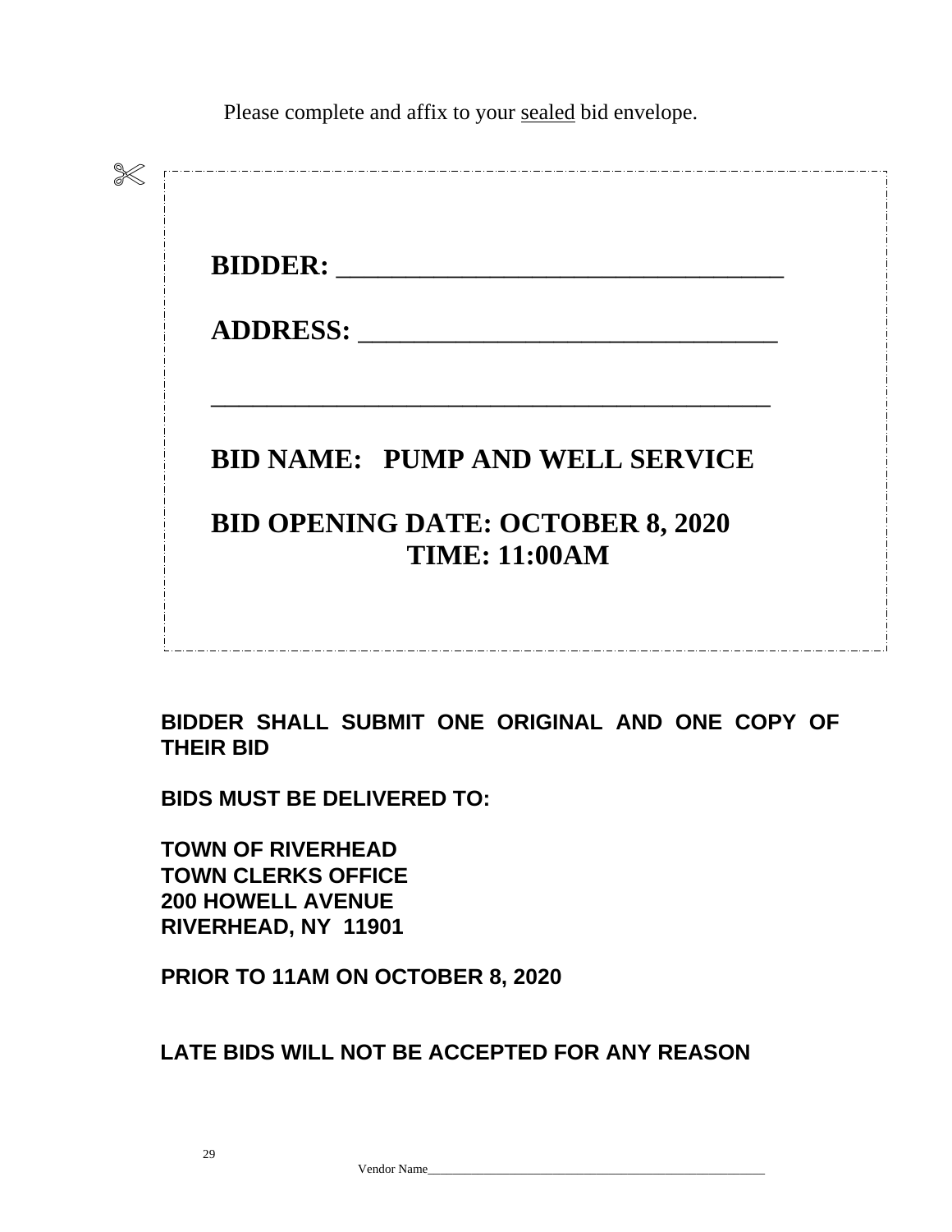Please complete and affix to your sealed bid envelope.

**BIDDER:** ___________________________________

**ADDRESS:** _______________________________

_____________________________________________

**BID NAME: PUMP AND WELL SERVICE**

**BID OPENING DATE: OCTOBER 8, 2020**
**TIME: 11:00AM**

**BIDDER SHALL SUBMIT ONE ORIGINAL AND ONE COPY OF THEIR BID**

**BIDS MUST BE DELIVERED TO:**

**TOWN OF RIVERHEAD**
**TOWN CLERKS OFFICE**
**200 HOWELL AVENUE**
**RIVERHEAD, NY 11901**

**PRIOR TO 11AM ON OCTOBER 8, 2020**

**LATE BIDS WILL NOT BE ACCEPTED FOR ANY REASON**

Vendor Name_______________________________________________________